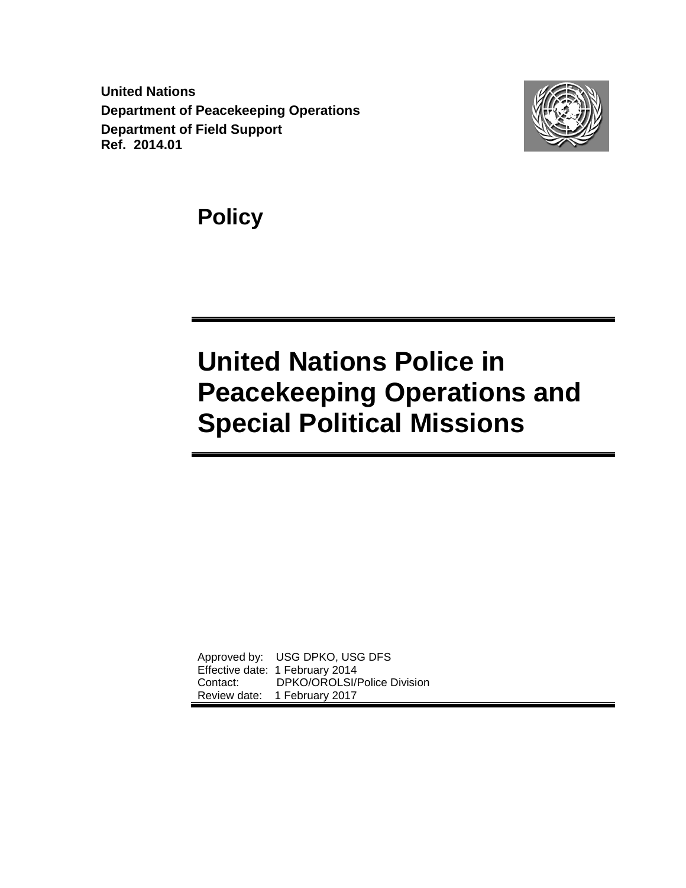**United Nations**
**Department of Peacekeeping Operations**
**Department of Field Support**
**Ref. 2014.01**

## Policy

# United Nations Police in Peacekeeping Operations and Special Political Missions

Approved by: USG DPKO, USG DFS
Effective date: 1 February 2014
Contact: DPKO/OROLSI/Police Division
Review date: 1 February 2017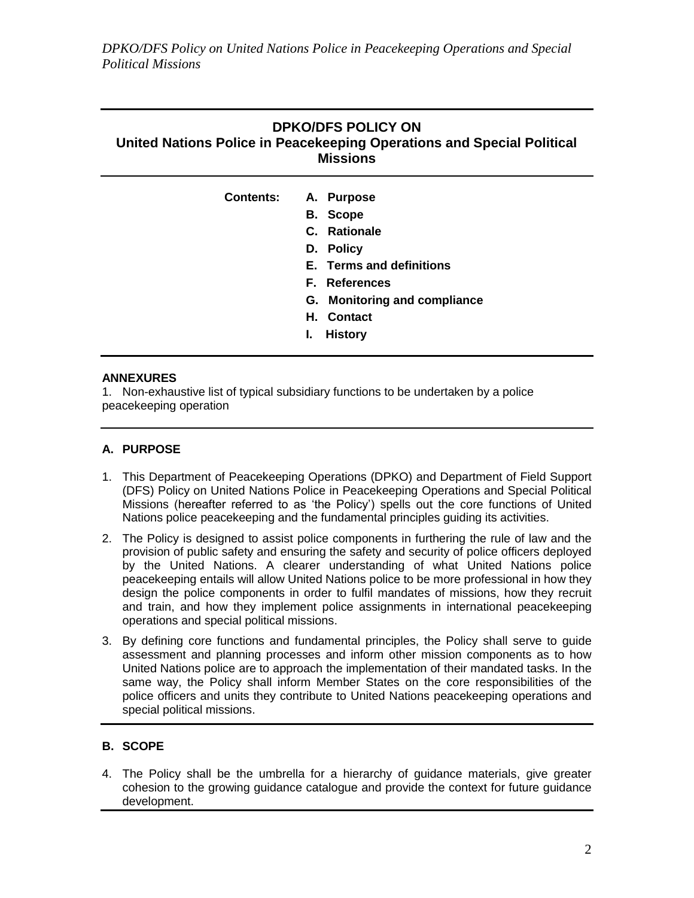## DPKO/DFS POLICY ON
## United Nations Police in Peacekeeping Operations and Special Political Missions

**Contents:**

- **A. Purpose**
- **B. Scope**
- **C. Rationale**
- **D. Policy**
- **E. Terms and definitions**
- **F. References**
- **G. Monitoring and compliance**
- **H. Contact**
- **I. History**

**ANNEXURES**

1. Non-exhaustive list of typical subsidiary functions to be undertaken by a police peacekeeping operation

### A. PURPOSE

1. This Department of Peacekeeping Operations (DPKO) and Department of Field Support (DFS) Policy on United Nations Police in Peacekeeping Operations and Special Political Missions (hereafter referred to as 'the Policy') spells out the core functions of United Nations police peacekeeping and the fundamental principles guiding its activities.
2. The Policy is designed to assist police components in furthering the rule of law and the provision of public safety and ensuring the safety and security of police officers deployed by the United Nations. A clearer understanding of what United Nations police peacekeeping entails will allow United Nations police to be more professional in how they design the police components in order to fulfil mandates of missions, how they recruit and train, and how they implement police assignments in international peacekeeping operations and special political missions.
3. By defining core functions and fundamental principles, the Policy shall serve to guide assessment and planning processes and inform other mission components as to how United Nations police are to approach the implementation of their mandated tasks. In the same way, the Policy shall inform Member States on the core responsibilities of the police officers and units they contribute to United Nations peacekeeping operations and special political missions.

### B. SCOPE

4. The Policy shall be the umbrella for a hierarchy of guidance materials, give greater cohesion to the growing guidance catalogue and provide the context for future guidance development.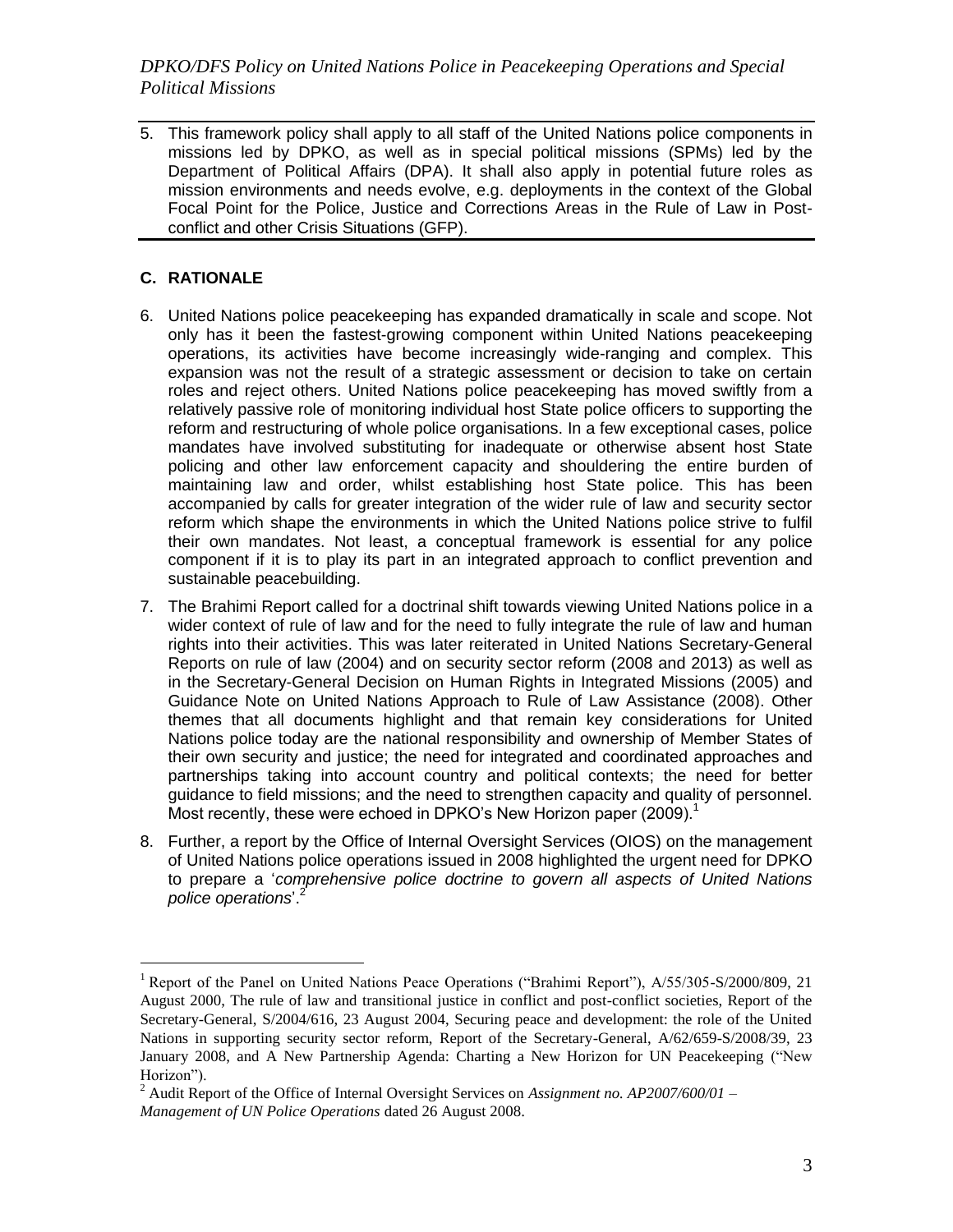5. This framework policy shall apply to all staff of the United Nations police components in missions led by DPKO, as well as in special political missions (SPMs) led by the Department of Political Affairs (DPA). It shall also apply in potential future roles as mission environments and needs evolve, e.g. deployments in the context of the Global Focal Point for the Police, Justice and Corrections Areas in the Rule of Law in Post-conflict and other Crisis Situations (GFP).

## C. RATIONALE

6. United Nations police peacekeeping has expanded dramatically in scale and scope. Not only has it been the fastest-growing component within United Nations peacekeeping operations, its activities have become increasingly wide-ranging and complex. This expansion was not the result of a strategic assessment or decision to take on certain roles and reject others. United Nations police peacekeeping has moved swiftly from a relatively passive role of monitoring individual host State police officers to supporting the reform and restructuring of whole police organisations. In a few exceptional cases, police mandates have involved substituting for inadequate or otherwise absent host State policing and other law enforcement capacity and shouldering the entire burden of maintaining law and order, whilst establishing host State police. This has been accompanied by calls for greater integration of the wider rule of law and security sector reform which shape the environments in which the United Nations police strive to fulfil their own mandates. Not least, a conceptual framework is essential for any police component if it is to play its part in an integrated approach to conflict prevention and sustainable peacebuilding.

7. The Brahimi Report called for a doctrinal shift towards viewing United Nations police in a wider context of rule of law and for the need to fully integrate the rule of law and human rights into their activities. This was later reiterated in United Nations Secretary-General Reports on rule of law (2004) and on security sector reform (2008 and 2013) as well as in the Secretary-General Decision on Human Rights in Integrated Missions (2005) and Guidance Note on United Nations Approach to Rule of Law Assistance (2008). Other themes that all documents highlight and that remain key considerations for United Nations police today are the national responsibility and ownership of Member States of their own security and justice; the need for integrated and coordinated approaches and partnerships taking into account country and political contexts; the need for better guidance to field missions; and the need to strengthen capacity and quality of personnel. Most recently, these were echoed in DPKO's New Horizon paper (2009).[1]

8. Further, a report by the Office of Internal Oversight Services (OIOS) on the management of United Nations police operations issued in 2008 highlighted the urgent need for DPKO to prepare a '*comprehensive police doctrine to govern all aspects of United Nations police operations*'.[2]

---

[1] Report of the Panel on United Nations Peace Operations ("Brahimi Report"), A/55/305-S/2000/809, 21 August 2000, The rule of law and transitional justice in conflict and post-conflict societies, Report of the Secretary-General, S/2004/616, 23 August 2004, Securing peace and development: the role of the United Nations in supporting security sector reform, Report of the Secretary-General, A/62/659-S/2008/39, 23 January 2008, and A New Partnership Agenda: Charting a New Horizon for UN Peacekeeping ("New Horizon").

[2] Audit Report of the Office of Internal Oversight Services on *Assignment no. AP2007/600/01 – Management of UN Police Operations* dated 26 August 2008.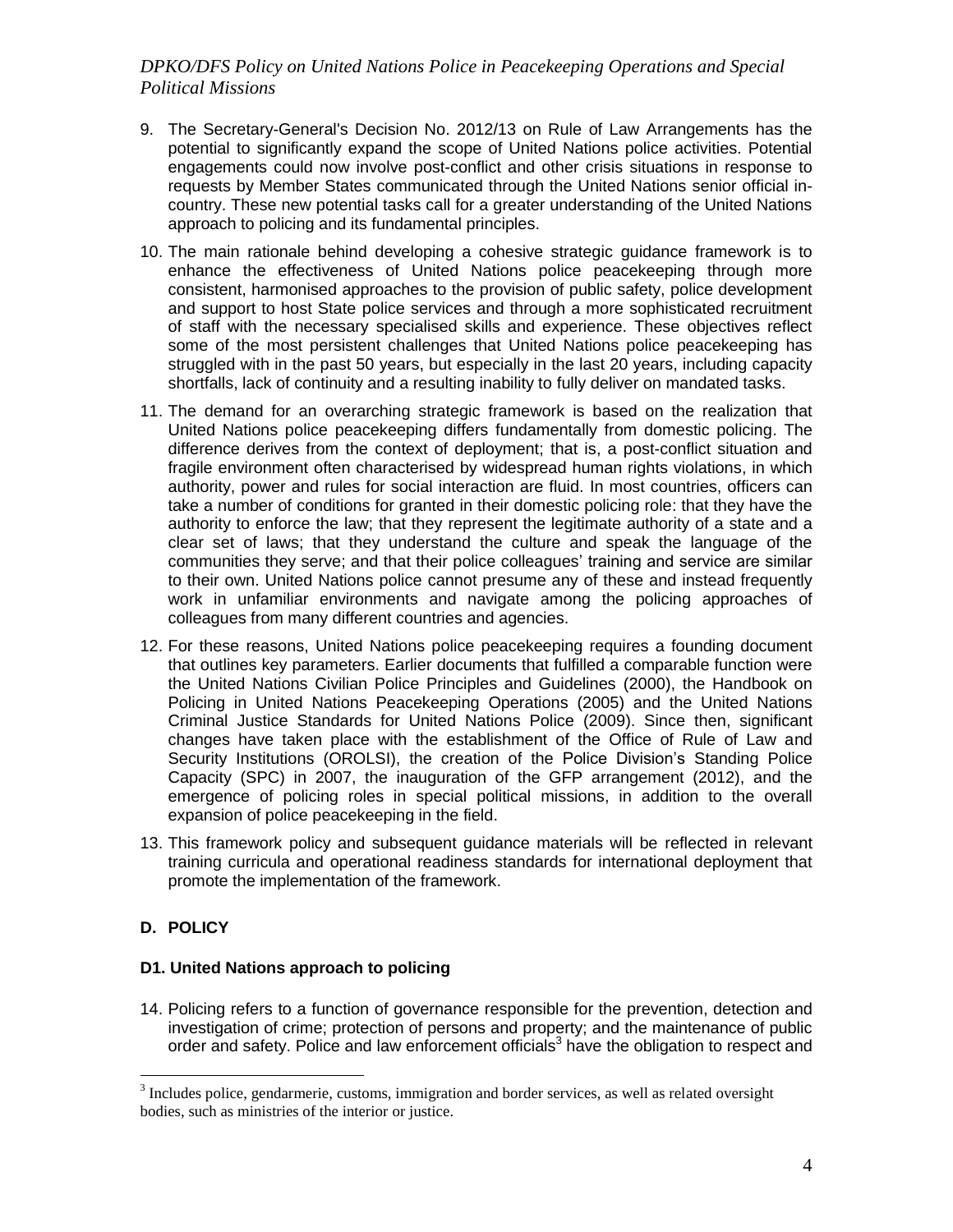9. The Secretary-General's Decision No. 2012/13 on Rule of Law Arrangements has the potential to significantly expand the scope of United Nations police activities. Potential engagements could now involve post-conflict and other crisis situations in response to requests by Member States communicated through the United Nations senior official in-country. These new potential tasks call for a greater understanding of the United Nations approach to policing and its fundamental principles.

10. The main rationale behind developing a cohesive strategic guidance framework is to enhance the effectiveness of United Nations police peacekeeping through more consistent, harmonised approaches to the provision of public safety, police development and support to host State police services and through a more sophisticated recruitment of staff with the necessary specialised skills and experience. These objectives reflect some of the most persistent challenges that United Nations police peacekeeping has struggled with in the past 50 years, but especially in the last 20 years, including capacity shortfalls, lack of continuity and a resulting inability to fully deliver on mandated tasks.

11. The demand for an overarching strategic framework is based on the realization that United Nations police peacekeeping differs fundamentally from domestic policing. The difference derives from the context of deployment; that is, a post-conflict situation and fragile environment often characterised by widespread human rights violations, in which authority, power and rules for social interaction are fluid. In most countries, officers can take a number of conditions for granted in their domestic policing role: that they have the authority to enforce the law; that they represent the legitimate authority of a state and a clear set of laws; that they understand the culture and speak the language of the communities they serve; and that their police colleagues' training and service are similar to their own. United Nations police cannot presume any of these and instead frequently work in unfamiliar environments and navigate among the policing approaches of colleagues from many different countries and agencies.

12. For these reasons, United Nations police peacekeeping requires a founding document that outlines key parameters. Earlier documents that fulfilled a comparable function were the United Nations Civilian Police Principles and Guidelines (2000), the Handbook on Policing in United Nations Peacekeeping Operations (2005) and the United Nations Criminal Justice Standards for United Nations Police (2009). Since then, significant changes have taken place with the establishment of the Office of Rule of Law and Security Institutions (OROLSI), the creation of the Police Division's Standing Police Capacity (SPC) in 2007, the inauguration of the GFP arrangement (2012), and the emergence of policing roles in special political missions, in addition to the overall expansion of police peacekeeping in the field.

13. This framework policy and subsequent guidance materials will be reflected in relevant training curricula and operational readiness standards for international deployment that promote the implementation of the framework.

## D. POLICY

### D1. United Nations approach to policing

14. Policing refers to a function of governance responsible for the prevention, detection and investigation of crime; protection of persons and property; and the maintenance of public order and safety. Police and law enforcement officials[3] have the obligation to respect and

[3] Includes police, gendarmerie, customs, immigration and border services, as well as related oversight bodies, such as ministries of the interior or justice.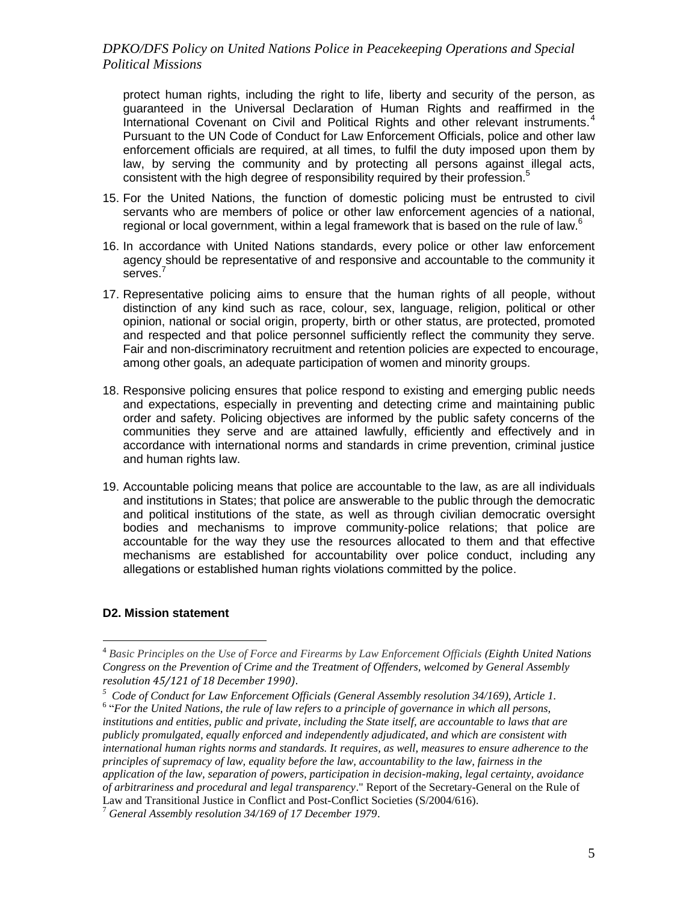protect human rights, including the right to life, liberty and security of the person, as guaranteed in the Universal Declaration of Human Rights and reaffirmed in the International Covenant on Civil and Political Rights and other relevant instruments.[4] Pursuant to the UN Code of Conduct for Law Enforcement Officials, police and other law enforcement officials are required, at all times, to fulfil the duty imposed upon them by law, by serving the community and by protecting all persons against illegal acts, consistent with the high degree of responsibility required by their profession.[5]

15. For the United Nations, the function of domestic policing must be entrusted to civil servants who are members of police or other law enforcement agencies of a national, regional or local government, within a legal framework that is based on the rule of law.[6]

16. In accordance with United Nations standards, every police or other law enforcement agency should be representative of and responsive and accountable to the community it serves.[7]

17. Representative policing aims to ensure that the human rights of all people, without distinction of any kind such as race, colour, sex, language, religion, political or other opinion, national or social origin, property, birth or other status, are protected, promoted and respected and that police personnel sufficiently reflect the community they serve. Fair and non-discriminatory recruitment and retention policies are expected to encourage, among other goals, an adequate participation of women and minority groups.

18. Responsive policing ensures that police respond to existing and emerging public needs and expectations, especially in preventing and detecting crime and maintaining public order and safety. Policing objectives are informed by the public safety concerns of the communities they serve and are attained lawfully, efficiently and effectively and in accordance with international norms and standards in crime prevention, criminal justice and human rights law.

19. Accountable policing means that police are accountable to the law, as are all individuals and institutions in States; that police are answerable to the public through the democratic and political institutions of the state, as well as through civilian democratic oversight bodies and mechanisms to improve community-police relations; that police are accountable for the way they use the resources allocated to them and that effective mechanisms are established for accountability over police conduct, including any allegations or established human rights violations committed by the police.

### D2. Mission statement

---

[4] *Basic Principles on the Use of Force and Firearms by Law Enforcement Officials (Eighth United Nations Congress on the Prevention of Crime and the Treatment of Offenders, welcomed by General Assembly resolution 45/121 of 18 December 1990).*

[5] *Code of Conduct for Law Enforcement Officials (General Assembly resolution 34/169), Article 1.*

[6] "*For the United Nations, the rule of law refers to a principle of governance in which all persons, institutions and entities, public and private, including the State itself, are accountable to laws that are publicly promulgated, equally enforced and independently adjudicated, and which are consistent with international human rights norms and standards. It requires, as well, measures to ensure adherence to the principles of supremacy of law, equality before the law, accountability to the law, fairness in the application of the law, separation of powers, participation in decision-making, legal certainty, avoidance of arbitrariness and procedural and legal transparency*." Report of the Secretary-General on the Rule of Law and Transitional Justice in Conflict and Post-Conflict Societies (S/2004/616).

[7] *General Assembly resolution 34/169 of 17 December 1979*.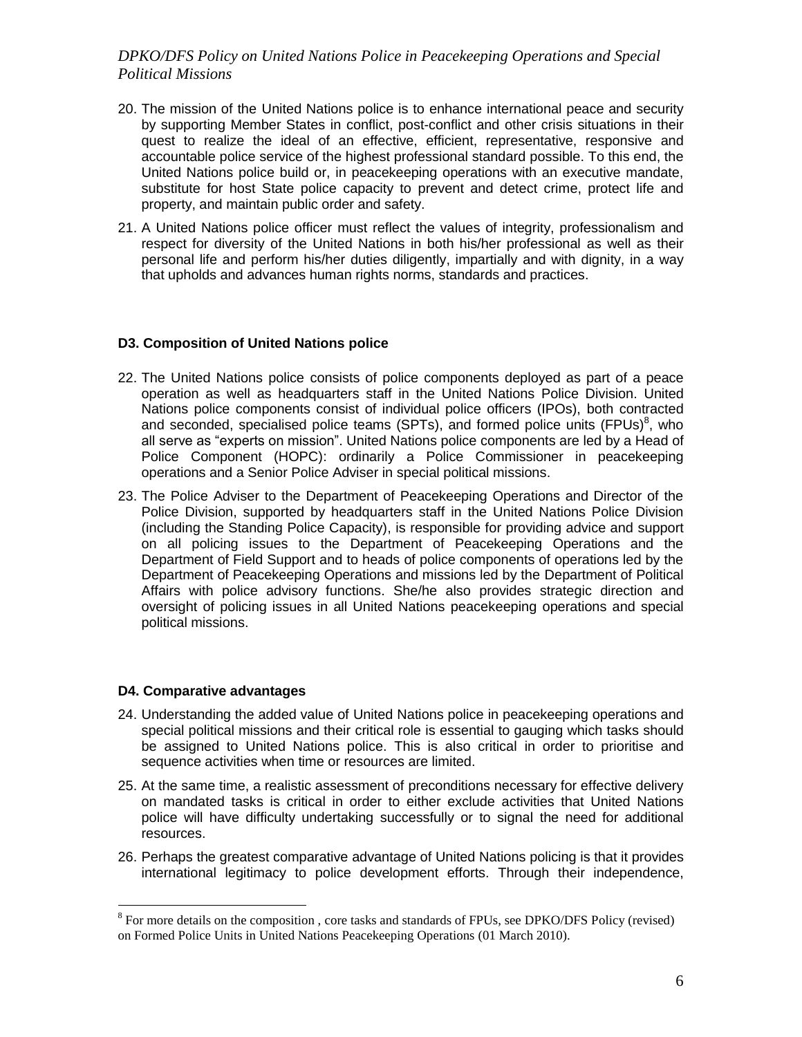20. The mission of the United Nations police is to enhance international peace and security by supporting Member States in conflict, post-conflict and other crisis situations in their quest to realize the ideal of an effective, efficient, representative, responsive and accountable police service of the highest professional standard possible. To this end, the United Nations police build or, in peacekeeping operations with an executive mandate, substitute for host State police capacity to prevent and detect crime, protect life and property, and maintain public order and safety.

21. A United Nations police officer must reflect the values of integrity, professionalism and respect for diversity of the United Nations in both his/her professional as well as their personal life and perform his/her duties diligently, impartially and with dignity, in a way that upholds and advances human rights norms, standards and practices.

### D3. Composition of United Nations police

22. The United Nations police consists of police components deployed as part of a peace operation as well as headquarters staff in the United Nations Police Division. United Nations police components consist of individual police officers (IPOs), both contracted and seconded, specialised police teams (SPTs), and formed police units (FPUs)[8], who all serve as "experts on mission". United Nations police components are led by a Head of Police Component (HOPC): ordinarily a Police Commissioner in peacekeeping operations and a Senior Police Adviser in special political missions.

23. The Police Adviser to the Department of Peacekeeping Operations and Director of the Police Division, supported by headquarters staff in the United Nations Police Division (including the Standing Police Capacity), is responsible for providing advice and support on all policing issues to the Department of Peacekeeping Operations and the Department of Field Support and to heads of police components of operations led by the Department of Peacekeeping Operations and missions led by the Department of Political Affairs with police advisory functions. She/he also provides strategic direction and oversight of policing issues in all United Nations peacekeeping operations and special political missions.

### D4. Comparative advantages

24. Understanding the added value of United Nations police in peacekeeping operations and special political missions and their critical role is essential to gauging which tasks should be assigned to United Nations police. This is also critical in order to prioritise and sequence activities when time or resources are limited.

25. At the same time, a realistic assessment of preconditions necessary for effective delivery on mandated tasks is critical in order to either exclude activities that United Nations police will have difficulty undertaking successfully or to signal the need for additional resources.

26. Perhaps the greatest comparative advantage of United Nations policing is that it provides international legitimacy to police development efforts. Through their independence,

---

[8] For more details on the composition , core tasks and standards of FPUs, see DPKO/DFS Policy (revised) on Formed Police Units in United Nations Peacekeeping Operations (01 March 2010).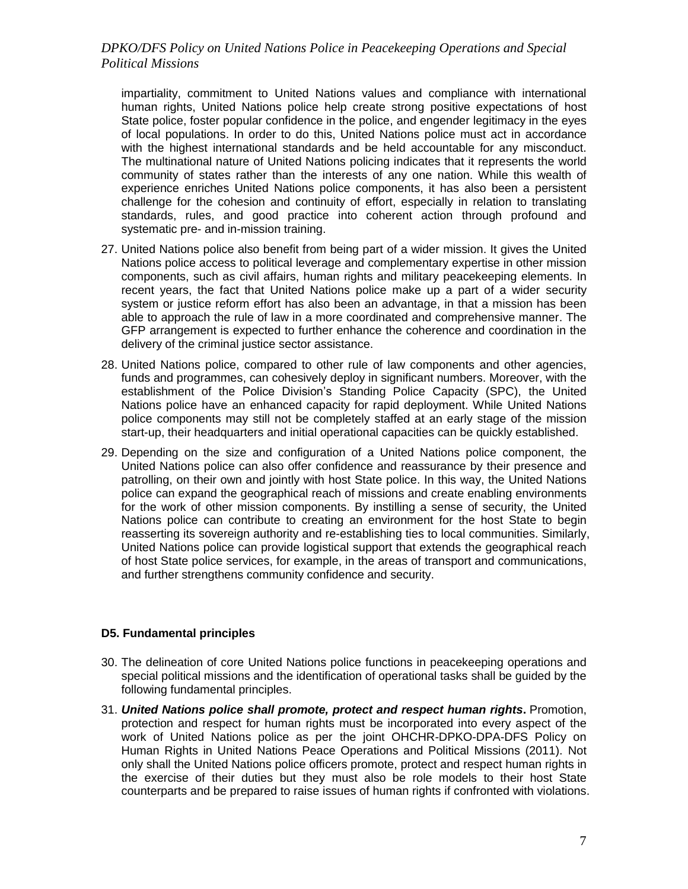impartiality, commitment to United Nations values and compliance with international human rights, United Nations police help create strong positive expectations of host State police, foster popular confidence in the police, and engender legitimacy in the eyes of local populations. In order to do this, United Nations police must act in accordance with the highest international standards and be held accountable for any misconduct. The multinational nature of United Nations policing indicates that it represents the world community of states rather than the interests of any one nation. While this wealth of experience enriches United Nations police components, it has also been a persistent challenge for the cohesion and continuity of effort, especially in relation to translating standards, rules, and good practice into coherent action through profound and systematic pre- and in-mission training.

27. United Nations police also benefit from being part of a wider mission. It gives the United Nations police access to political leverage and complementary expertise in other mission components, such as civil affairs, human rights and military peacekeeping elements. In recent years, the fact that United Nations police make up a part of a wider security system or justice reform effort has also been an advantage, in that a mission has been able to approach the rule of law in a more coordinated and comprehensive manner. The GFP arrangement is expected to further enhance the coherence and coordination in the delivery of the criminal justice sector assistance.

28. United Nations police, compared to other rule of law components and other agencies, funds and programmes, can cohesively deploy in significant numbers. Moreover, with the establishment of the Police Division's Standing Police Capacity (SPC), the United Nations police have an enhanced capacity for rapid deployment. While United Nations police components may still not be completely staffed at an early stage of the mission start-up, their headquarters and initial operational capacities can be quickly established.

29. Depending on the size and configuration of a United Nations police component, the United Nations police can also offer confidence and reassurance by their presence and patrolling, on their own and jointly with host State police. In this way, the United Nations police can expand the geographical reach of missions and create enabling environments for the work of other mission components. By instilling a sense of security, the United Nations police can contribute to creating an environment for the host State to begin reasserting its sovereign authority and re-establishing ties to local communities. Similarly, United Nations police can provide logistical support that extends the geographical reach of host State police services, for example, in the areas of transport and communications, and further strengthens community confidence and security.

#### D5. Fundamental principles

30. The delineation of core United Nations police functions in peacekeeping operations and special political missions and the identification of operational tasks shall be guided by the following fundamental principles.

31. ***United Nations police shall promote, protect and respect human rights*.** Promotion, protection and respect for human rights must be incorporated into every aspect of the work of United Nations police as per the joint OHCHR-DPKO-DPA-DFS Policy on Human Rights in United Nations Peace Operations and Political Missions (2011). Not only shall the United Nations police officers promote, protect and respect human rights in the exercise of their duties but they must also be role models to their host State counterparts and be prepared to raise issues of human rights if confronted with violations.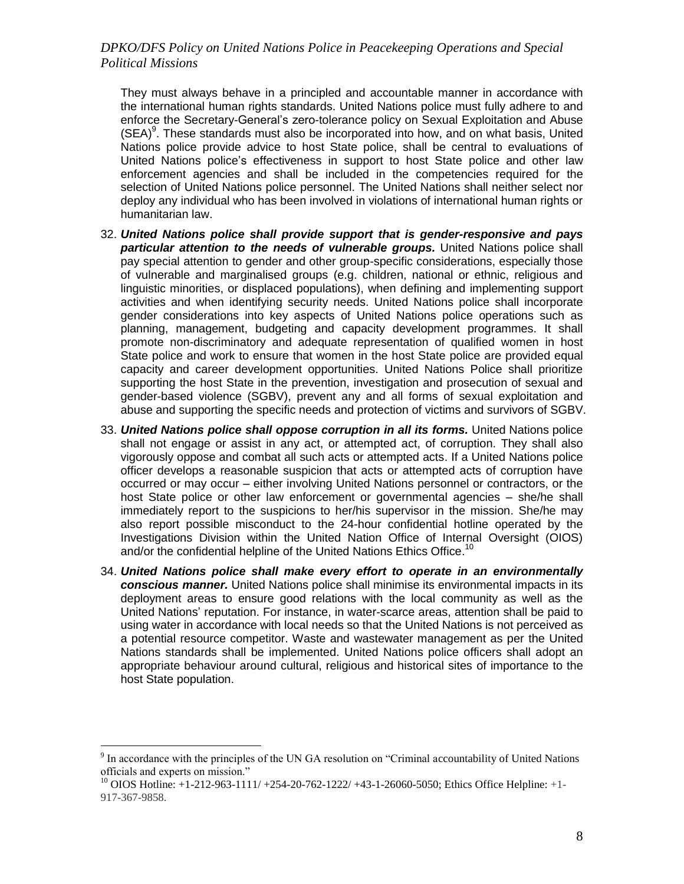They must always behave in a principled and accountable manner in accordance with the international human rights standards. United Nations police must fully adhere to and enforce the Secretary-General's zero-tolerance policy on Sexual Exploitation and Abuse (SEA)[9]. These standards must also be incorporated into how, and on what basis, United Nations police provide advice to host State police, shall be central to evaluations of United Nations police's effectiveness in support to host State police and other law enforcement agencies and shall be included in the competencies required for the selection of United Nations police personnel. The United Nations shall neither select nor deploy any individual who has been involved in violations of international human rights or humanitarian law.

32. ***United Nations police shall provide support that is gender-responsive and pays particular attention to the needs of vulnerable groups.*** United Nations police shall pay special attention to gender and other group-specific considerations, especially those of vulnerable and marginalised groups (e.g. children, national or ethnic, religious and linguistic minorities, or displaced populations), when defining and implementing support activities and when identifying security needs. United Nations police shall incorporate gender considerations into key aspects of United Nations police operations such as planning, management, budgeting and capacity development programmes. It shall promote non-discriminatory and adequate representation of qualified women in host State police and work to ensure that women in the host State police are provided equal capacity and career development opportunities. United Nations Police shall prioritize supporting the host State in the prevention, investigation and prosecution of sexual and gender-based violence (SGBV), prevent any and all forms of sexual exploitation and abuse and supporting the specific needs and protection of victims and survivors of SGBV.

33. ***United Nations police shall oppose corruption in all its forms.*** United Nations police shall not engage or assist in any act, or attempted act, of corruption. They shall also vigorously oppose and combat all such acts or attempted acts. If a United Nations police officer develops a reasonable suspicion that acts or attempted acts of corruption have occurred or may occur – either involving United Nations personnel or contractors, or the host State police or other law enforcement or governmental agencies – she/he shall immediately report to the suspicions to her/his supervisor in the mission. She/he may also report possible misconduct to the 24-hour confidential hotline operated by the Investigations Division within the United Nation Office of Internal Oversight (OIOS) and/or the confidential helpline of the United Nations Ethics Office.[10]

34. ***United Nations police shall make every effort to operate in an environmentally conscious manner.*** United Nations police shall minimise its environmental impacts in its deployment areas to ensure good relations with the local community as well as the United Nations' reputation. For instance, in water-scarce areas, attention shall be paid to using water in accordance with local needs so that the United Nations is not perceived as a potential resource competitor. Waste and wastewater management as per the United Nations standards shall be implemented. United Nations police officers shall adopt an appropriate behaviour around cultural, religious and historical sites of importance to the host State population.

---

[9] In accordance with the principles of the UN GA resolution on "Criminal accountability of United Nations officials and experts on mission."

[10] OIOS Hotline: +1-212-963-1111/ +254-20-762-1222/ +43-1-26060-5050; Ethics Office Helpline: +1-917-367-9858.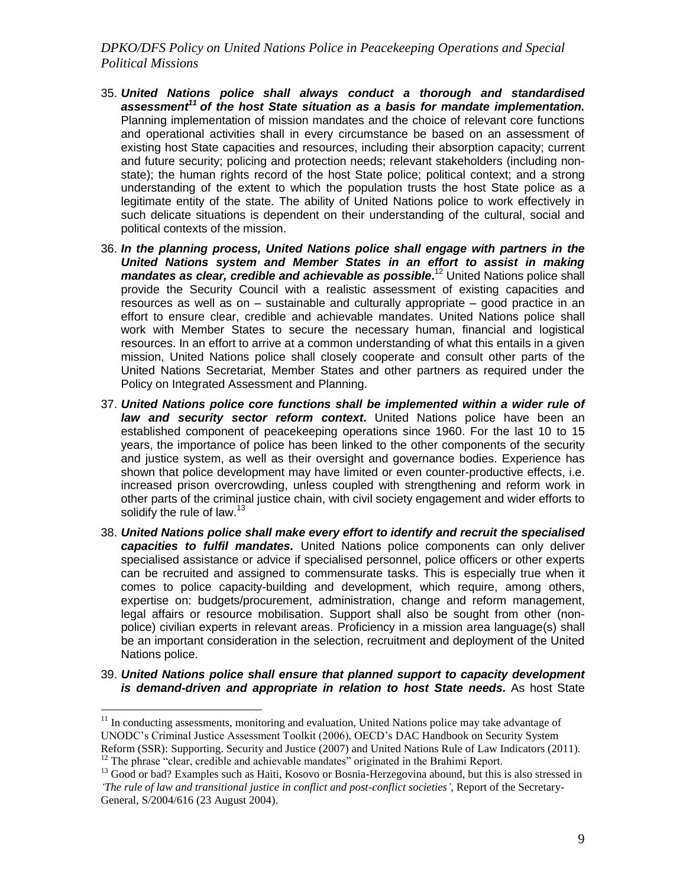35. ***United Nations police shall always conduct a thorough and standardised assessment*[11] *of the host State situation as a basis for mandate implementation.*** Planning implementation of mission mandates and the choice of relevant core functions and operational activities shall in every circumstance be based on an assessment of existing host State capacities and resources, including their absorption capacity; current and future security; policing and protection needs; relevant stakeholders (including non-state); the human rights record of the host State police; political context; and a strong understanding of the extent to which the population trusts the host State police as a legitimate entity of the state. The ability of United Nations police to work effectively in such delicate situations is dependent on their understanding of the cultural, social and political contexts of the mission.

36. ***In the planning process, United Nations police shall engage with partners in the United Nations system and Member States in an effort to assist in making mandates as clear, credible and achievable as possible.***[12] United Nations police shall provide the Security Council with a realistic assessment of existing capacities and resources as well as on – sustainable and culturally appropriate – good practice in an effort to ensure clear, credible and achievable mandates. United Nations police shall work with Member States to secure the necessary human, financial and logistical resources. In an effort to arrive at a common understanding of what this entails in a given mission, United Nations police shall closely cooperate and consult other parts of the United Nations Secretariat, Member States and other partners as required under the Policy on Integrated Assessment and Planning.

37. ***United Nations police core functions shall be implemented within a wider rule of law and security sector reform context.*** United Nations police have been an established component of peacekeeping operations since 1960. For the last 10 to 15 years, the importance of police has been linked to the other components of the security and justice system, as well as their oversight and governance bodies. Experience has shown that police development may have limited or even counter-productive effects, i.e. increased prison overcrowding, unless coupled with strengthening and reform work in other parts of the criminal justice chain, with civil society engagement and wider efforts to solidify the rule of law.[13]

38. ***United Nations police shall make every effort to identify and recruit the specialised capacities to fulfil mandates.*** United Nations police components can only deliver specialised assistance or advice if specialised personnel, police officers or other experts can be recruited and assigned to commensurate tasks. This is especially true when it comes to police capacity-building and development, which require, among others, expertise on: budgets/procurement, administration, change and reform management, legal affairs or resource mobilisation. Support shall also be sought from other (non-police) civilian experts in relevant areas. Proficiency in a mission area language(s) shall be an important consideration in the selection, recruitment and deployment of the United Nations police.

39. ***United Nations police shall ensure that planned support to capacity development is demand-driven and appropriate in relation to host State needs.*** As host State

---

[11] In conducting assessments, monitoring and evaluation, United Nations police may take advantage of UNODC's Criminal Justice Assessment Toolkit (2006), OECD's DAC Handbook on Security System Reform (SSR): Supporting. Security and Justice (2007) and United Nations Rule of Law Indicators (2011).

[12] The phrase "clear, credible and achievable mandates" originated in the Brahimi Report.

[13] Good or bad? Examples such as Haiti, Kosovo or Bosnia-Herzegovina abound, but this is also stressed in *'The rule of law and transitional justice in conflict and post-conflict societies'*, Report of the Secretary-General, S/2004/616 (23 August 2004).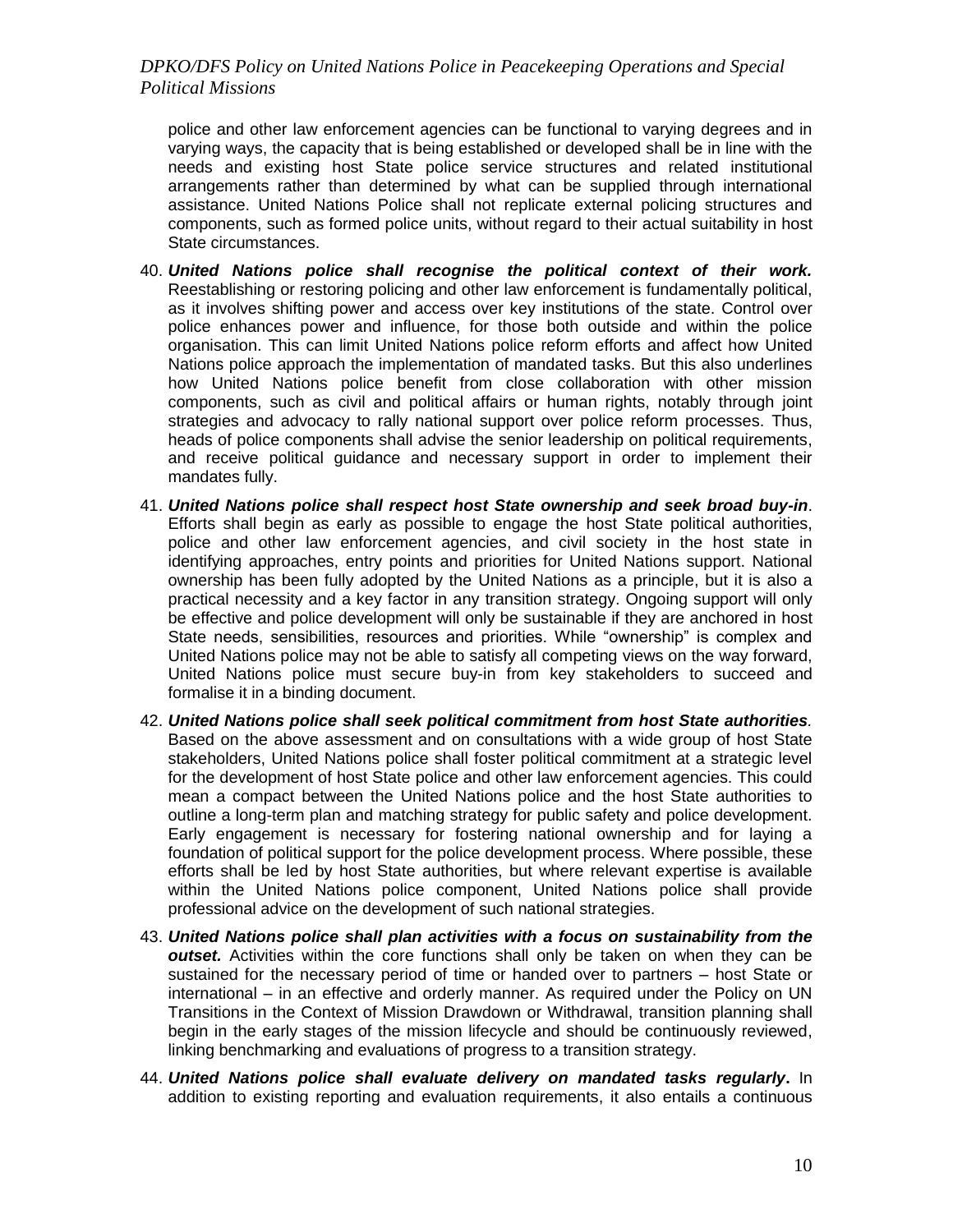police and other law enforcement agencies can be functional to varying degrees and in varying ways, the capacity that is being established or developed shall be in line with the needs and existing host State police service structures and related institutional arrangements rather than determined by what can be supplied through international assistance. United Nations Police shall not replicate external policing structures and components, such as formed police units, without regard to their actual suitability in host State circumstances.

40. ***United Nations police shall recognise the political context of their work.*** Reestablishing or restoring policing and other law enforcement is fundamentally political, as it involves shifting power and access over key institutions of the state. Control over police enhances power and influence, for those both outside and within the police organisation. This can limit United Nations police reform efforts and affect how United Nations police approach the implementation of mandated tasks. But this also underlines how United Nations police benefit from close collaboration with other mission components, such as civil and political affairs or human rights, notably through joint strategies and advocacy to rally national support over police reform processes. Thus, heads of police components shall advise the senior leadership on political requirements, and receive political guidance and necessary support in order to implement their mandates fully.

41. ***United Nations police shall respect host State ownership and seek broad buy-in***. Efforts shall begin as early as possible to engage the host State political authorities, police and other law enforcement agencies, and civil society in the host state in identifying approaches, entry points and priorities for United Nations support. National ownership has been fully adopted by the United Nations as a principle, but it is also a practical necessity and a key factor in any transition strategy. Ongoing support will only be effective and police development will only be sustainable if they are anchored in host State needs, sensibilities, resources and priorities. While "ownership" is complex and United Nations police may not be able to satisfy all competing views on the way forward, United Nations police must secure buy-in from key stakeholders to succeed and formalise it in a binding document.

42. ***United Nations police shall seek political commitment from host State authorities.*** Based on the above assessment and on consultations with a wide group of host State stakeholders, United Nations police shall foster political commitment at a strategic level for the development of host State police and other law enforcement agencies. This could mean a compact between the United Nations police and the host State authorities to outline a long-term plan and matching strategy for public safety and police development. Early engagement is necessary for fostering national ownership and for laying a foundation of political support for the police development process. Where possible, these efforts shall be led by host State authorities, but where relevant expertise is available within the United Nations police component, United Nations police shall provide professional advice on the development of such national strategies.

43. ***United Nations police shall plan activities with a focus on sustainability from the outset.*** Activities within the core functions shall only be taken on when they can be sustained for the necessary period of time or handed over to partners – host State or international – in an effective and orderly manner. As required under the Policy on UN Transitions in the Context of Mission Drawdown or Withdrawal, transition planning shall begin in the early stages of the mission lifecycle and should be continuously reviewed, linking benchmarking and evaluations of progress to a transition strategy.

44. ***United Nations police shall evaluate delivery on mandated tasks regularly***. In addition to existing reporting and evaluation requirements, it also entails a continuous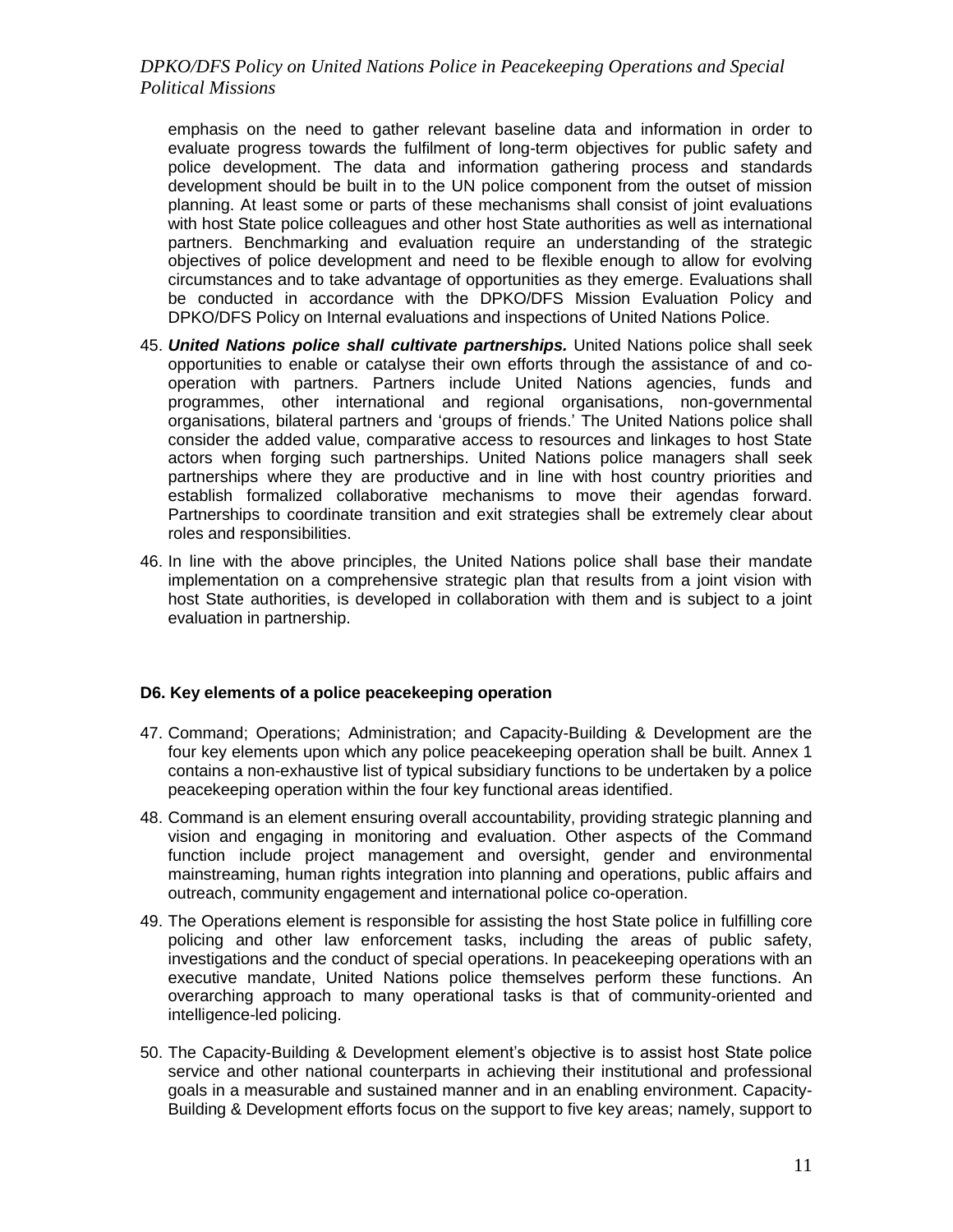emphasis on the need to gather relevant baseline data and information in order to evaluate progress towards the fulfilment of long-term objectives for public safety and police development. The data and information gathering process and standards development should be built in to the UN police component from the outset of mission planning. At least some or parts of these mechanisms shall consist of joint evaluations with host State police colleagues and other host State authorities as well as international partners. Benchmarking and evaluation require an understanding of the strategic objectives of police development and need to be flexible enough to allow for evolving circumstances and to take advantage of opportunities as they emerge. Evaluations shall be conducted in accordance with the DPKO/DFS Mission Evaluation Policy and DPKO/DFS Policy on Internal evaluations and inspections of United Nations Police.

45. ***United Nations police shall cultivate partnerships.*** United Nations police shall seek opportunities to enable or catalyse their own efforts through the assistance of and co-operation with partners. Partners include United Nations agencies, funds and programmes, other international and regional organisations, non-governmental organisations, bilateral partners and 'groups of friends.' The United Nations police shall consider the added value, comparative access to resources and linkages to host State actors when forging such partnerships. United Nations police managers shall seek partnerships where they are productive and in line with host country priorities and establish formalized collaborative mechanisms to move their agendas forward. Partnerships to coordinate transition and exit strategies shall be extremely clear about roles and responsibilities.

46. In line with the above principles, the United Nations police shall base their mandate implementation on a comprehensive strategic plan that results from a joint vision with host State authorities, is developed in collaboration with them and is subject to a joint evaluation in partnership.

#### D6. Key elements of a police peacekeeping operation

47. Command; Operations; Administration; and Capacity-Building & Development are the four key elements upon which any police peacekeeping operation shall be built. Annex 1 contains a non-exhaustive list of typical subsidiary functions to be undertaken by a police peacekeeping operation within the four key functional areas identified.

48. Command is an element ensuring overall accountability, providing strategic planning and vision and engaging in monitoring and evaluation. Other aspects of the Command function include project management and oversight, gender and environmental mainstreaming, human rights integration into planning and operations, public affairs and outreach, community engagement and international police co-operation.

49. The Operations element is responsible for assisting the host State police in fulfilling core policing and other law enforcement tasks, including the areas of public safety, investigations and the conduct of special operations. In peacekeeping operations with an executive mandate, United Nations police themselves perform these functions. An overarching approach to many operational tasks is that of community-oriented and intelligence-led policing.

50. The Capacity-Building & Development element's objective is to assist host State police service and other national counterparts in achieving their institutional and professional goals in a measurable and sustained manner and in an enabling environment. Capacity-Building & Development efforts focus on the support to five key areas; namely, support to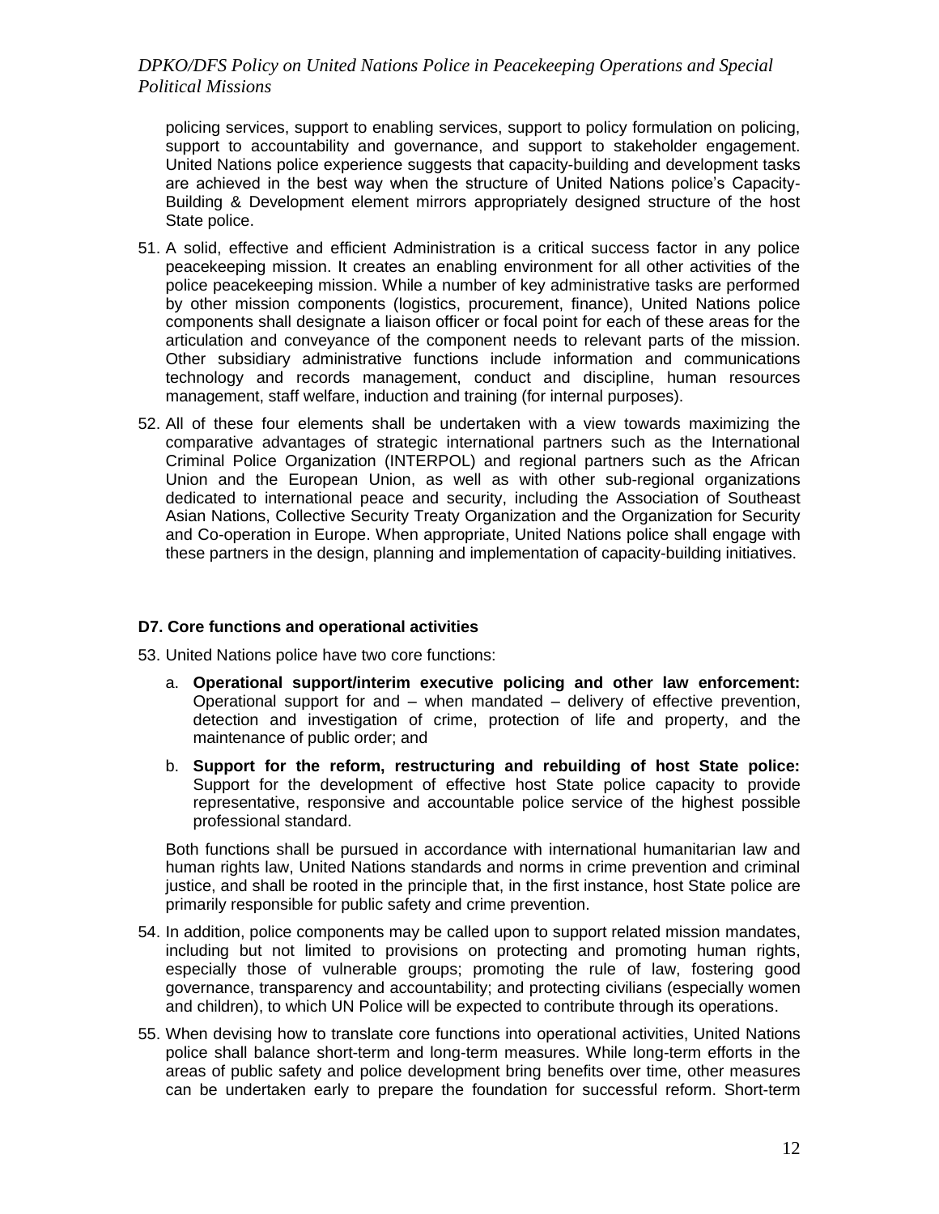policing services, support to enabling services, support to policy formulation on policing, support to accountability and governance, and support to stakeholder engagement. United Nations police experience suggests that capacity-building and development tasks are achieved in the best way when the structure of United Nations police's Capacity-Building & Development element mirrors appropriately designed structure of the host State police.

51. A solid, effective and efficient Administration is a critical success factor in any police peacekeeping mission. It creates an enabling environment for all other activities of the police peacekeeping mission. While a number of key administrative tasks are performed by other mission components (logistics, procurement, finance), United Nations police components shall designate a liaison officer or focal point for each of these areas for the articulation and conveyance of the component needs to relevant parts of the mission. Other subsidiary administrative functions include information and communications technology and records management, conduct and discipline, human resources management, staff welfare, induction and training (for internal purposes).

52. All of these four elements shall be undertaken with a view towards maximizing the comparative advantages of strategic international partners such as the International Criminal Police Organization (INTERPOL) and regional partners such as the African Union and the European Union, as well as with other sub-regional organizations dedicated to international peace and security, including the Association of Southeast Asian Nations, Collective Security Treaty Organization and the Organization for Security and Co-operation in Europe. When appropriate, United Nations police shall engage with these partners in the design, planning and implementation of capacity-building initiatives.

### D7. Core functions and operational activities

53. United Nations police have two core functions:

    a. **Operational support/interim executive policing and other law enforcement:** Operational support for and – when mandated – delivery of effective prevention, detection and investigation of crime, protection of life and property, and the maintenance of public order; and

    b. **Support for the reform, restructuring and rebuilding of host State police:** Support for the development of effective host State police capacity to provide representative, responsive and accountable police service of the highest possible professional standard.

    Both functions shall be pursued in accordance with international humanitarian law and human rights law, United Nations standards and norms in crime prevention and criminal justice, and shall be rooted in the principle that, in the first instance, host State police are primarily responsible for public safety and crime prevention.

54. In addition, police components may be called upon to support related mission mandates, including but not limited to provisions on protecting and promoting human rights, especially those of vulnerable groups; promoting the rule of law, fostering good governance, transparency and accountability; and protecting civilians (especially women and children), to which UN Police will be expected to contribute through its operations.

55. When devising how to translate core functions into operational activities, United Nations police shall balance short-term and long-term measures. While long-term efforts in the areas of public safety and police development bring benefits over time, other measures can be undertaken early to prepare the foundation for successful reform. Short-term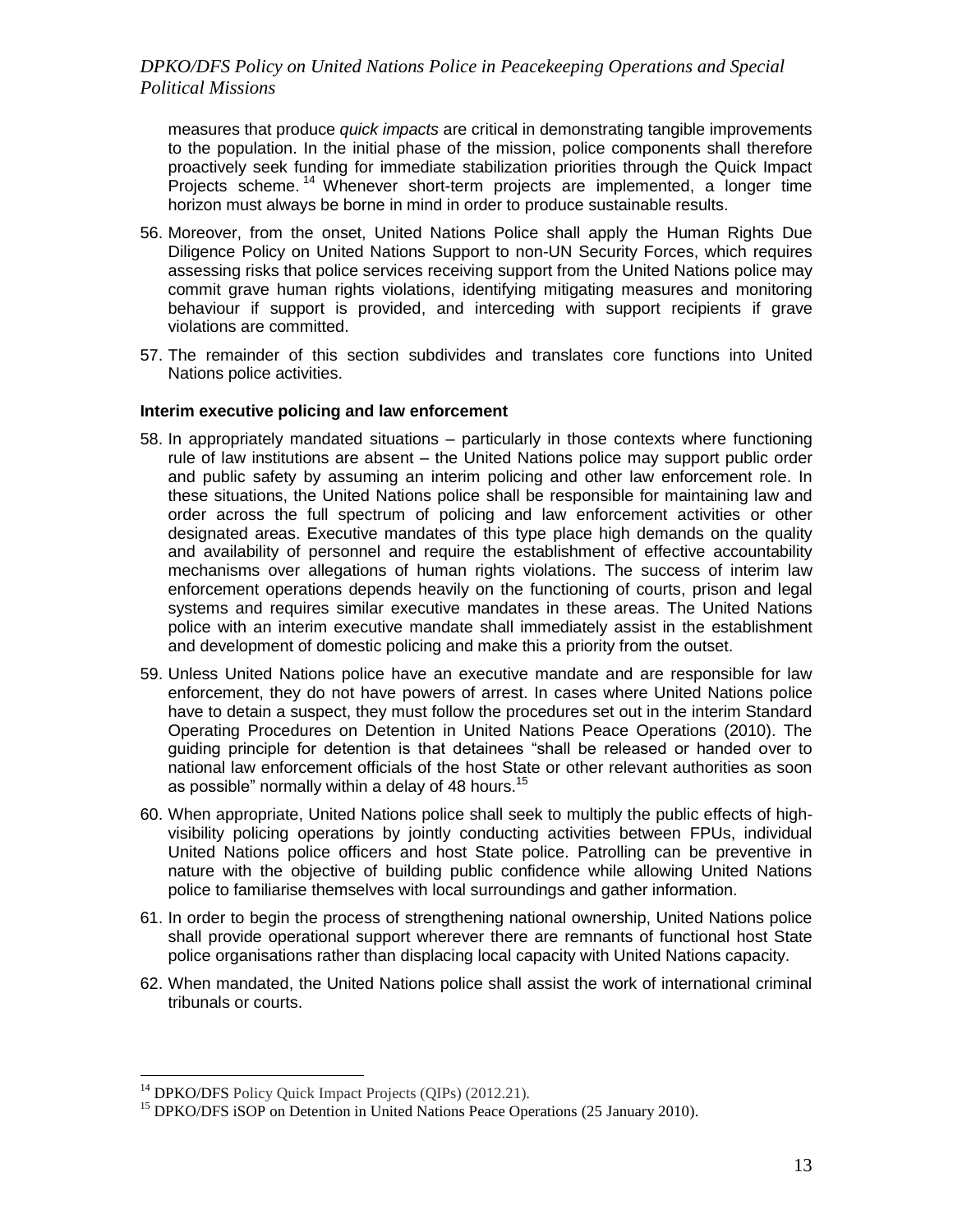measures that produce *quick impacts* are critical in demonstrating tangible improvements to the population. In the initial phase of the mission, police components shall therefore proactively seek funding for immediate stabilization priorities through the Quick Impact Projects scheme.[14] Whenever short-term projects are implemented, a longer time horizon must always be borne in mind in order to produce sustainable results.

56. Moreover, from the onset, United Nations Police shall apply the Human Rights Due Diligence Policy on United Nations Support to non-UN Security Forces, which requires assessing risks that police services receiving support from the United Nations police may commit grave human rights violations, identifying mitigating measures and monitoring behaviour if support is provided, and interceding with support recipients if grave violations are committed.

57. The remainder of this section subdivides and translates core functions into United Nations police activities.

**Interim executive policing and law enforcement**

58. In appropriately mandated situations – particularly in those contexts where functioning rule of law institutions are absent – the United Nations police may support public order and public safety by assuming an interim policing and other law enforcement role. In these situations, the United Nations police shall be responsible for maintaining law and order across the full spectrum of policing and law enforcement activities or other designated areas. Executive mandates of this type place high demands on the quality and availability of personnel and require the establishment of effective accountability mechanisms over allegations of human rights violations. The success of interim law enforcement operations depends heavily on the functioning of courts, prison and legal systems and requires similar executive mandates in these areas. The United Nations police with an interim executive mandate shall immediately assist in the establishment and development of domestic policing and make this a priority from the outset.

59. Unless United Nations police have an executive mandate and are responsible for law enforcement, they do not have powers of arrest. In cases where United Nations police have to detain a suspect, they must follow the procedures set out in the interim Standard Operating Procedures on Detention in United Nations Peace Operations (2010). The guiding principle for detention is that detainees "shall be released or handed over to national law enforcement officials of the host State or other relevant authorities as soon as possible" normally within a delay of 48 hours.[15]

60. When appropriate, United Nations police shall seek to multiply the public effects of high-visibility policing operations by jointly conducting activities between FPUs, individual United Nations police officers and host State police. Patrolling can be preventive in nature with the objective of building public confidence while allowing United Nations police to familiarise themselves with local surroundings and gather information.

61. In order to begin the process of strengthening national ownership, United Nations police shall provide operational support wherever there are remnants of functional host State police organisations rather than displacing local capacity with United Nations capacity.

62. When mandated, the United Nations police shall assist the work of international criminal tribunals or courts.

---

[14] DPKO/DFS Policy Quick Impact Projects (QIPs) (2012.21).

[15] DPKO/DFS iSOP on Detention in United Nations Peace Operations (25 January 2010).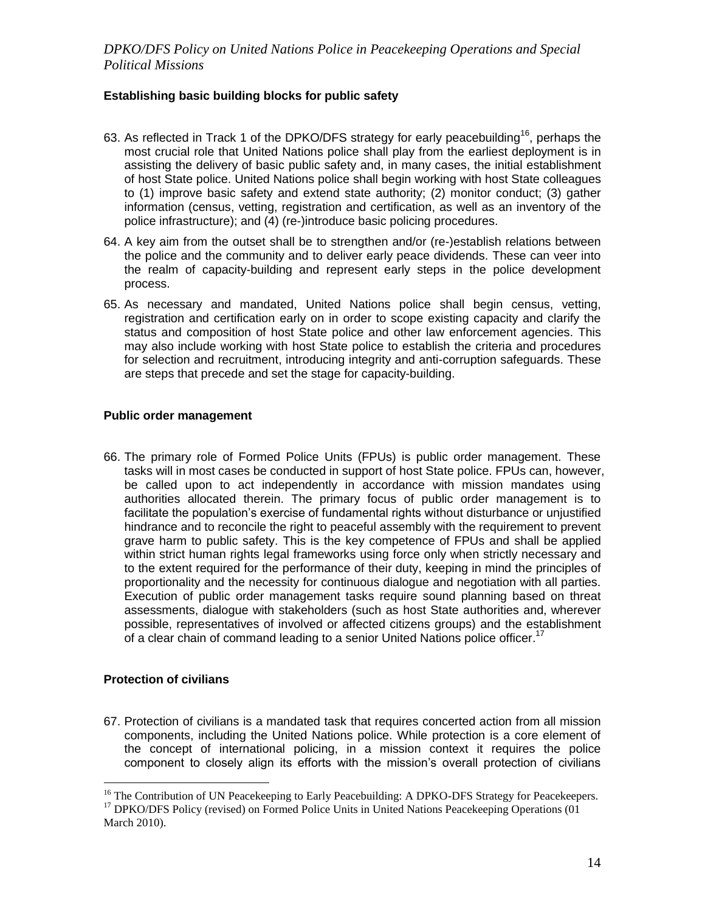### Establishing basic building blocks for public safety

63. As reflected in Track 1 of the DPKO/DFS strategy for early peacebuilding[16], perhaps the most crucial role that United Nations police shall play from the earliest deployment is in assisting the delivery of basic public safety and, in many cases, the initial establishment of host State police. United Nations police shall begin working with host State colleagues to (1) improve basic safety and extend state authority; (2) monitor conduct; (3) gather information (census, vetting, registration and certification, as well as an inventory of the police infrastructure); and (4) (re-)introduce basic policing procedures.

64. A key aim from the outset shall be to strengthen and/or (re-)establish relations between the police and the community and to deliver early peace dividends. These can veer into the realm of capacity-building and represent early steps in the police development process.

65. As necessary and mandated, United Nations police shall begin census, vetting, registration and certification early on in order to scope existing capacity and clarify the status and composition of host State police and other law enforcement agencies. This may also include working with host State police to establish the criteria and procedures for selection and recruitment, introducing integrity and anti-corruption safeguards. These are steps that precede and set the stage for capacity-building.

### Public order management

66. The primary role of Formed Police Units (FPUs) is public order management. These tasks will in most cases be conducted in support of host State police. FPUs can, however, be called upon to act independently in accordance with mission mandates using authorities allocated therein. The primary focus of public order management is to facilitate the population's exercise of fundamental rights without disturbance or unjustified hindrance and to reconcile the right to peaceful assembly with the requirement to prevent grave harm to public safety. This is the key competence of FPUs and shall be applied within strict human rights legal frameworks using force only when strictly necessary and to the extent required for the performance of their duty, keeping in mind the principles of proportionality and the necessity for continuous dialogue and negotiation with all parties. Execution of public order management tasks require sound planning based on threat assessments, dialogue with stakeholders (such as host State authorities and, wherever possible, representatives of involved or affected citizens groups) and the establishment of a clear chain of command leading to a senior United Nations police officer.[17]

### Protection of civilians

67. Protection of civilians is a mandated task that requires concerted action from all mission components, including the United Nations police. While protection is a core element of the concept of international policing, in a mission context it requires the police component to closely align its efforts with the mission's overall protection of civilians

---

[16] The Contribution of UN Peacekeeping to Early Peacebuilding: A DPKO-DFS Strategy for Peacekeepers.

[17] DPKO/DFS Policy (revised) on Formed Police Units in United Nations Peacekeeping Operations (01 March 2010).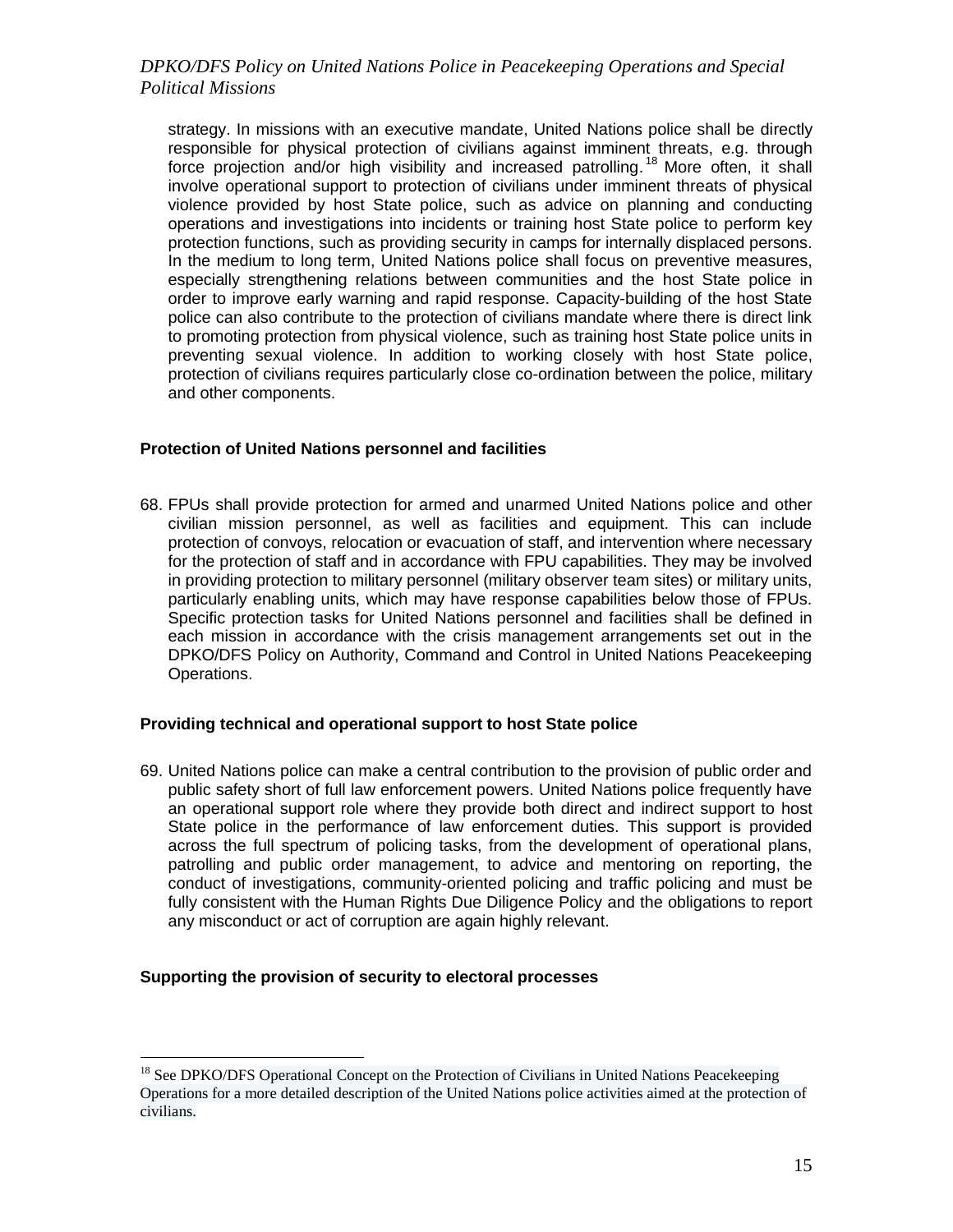strategy. In missions with an executive mandate, United Nations police shall be directly responsible for physical protection of civilians against imminent threats, e.g. through force projection and/or high visibility and increased patrolling.[18] More often, it shall involve operational support to protection of civilians under imminent threats of physical violence provided by host State police, such as advice on planning and conducting operations and investigations into incidents or training host State police to perform key protection functions, such as providing security in camps for internally displaced persons. In the medium to long term, United Nations police shall focus on preventive measures, especially strengthening relations between communities and the host State police in order to improve early warning and rapid response. Capacity-building of the host State police can also contribute to the protection of civilians mandate where there is direct link to promoting protection from physical violence, such as training host State police units in preventing sexual violence. In addition to working closely with host State police, protection of civilians requires particularly close co-ordination between the police, military and other components.

**Protection of United Nations personnel and facilities**

68. FPUs shall provide protection for armed and unarmed United Nations police and other civilian mission personnel, as well as facilities and equipment. This can include protection of convoys, relocation or evacuation of staff, and intervention where necessary for the protection of staff and in accordance with FPU capabilities. They may be involved in providing protection to military personnel (military observer team sites) or military units, particularly enabling units, which may have response capabilities below those of FPUs. Specific protection tasks for United Nations personnel and facilities shall be defined in each mission in accordance with the crisis management arrangements set out in the DPKO/DFS Policy on Authority, Command and Control in United Nations Peacekeeping Operations.

**Providing technical and operational support to host State police**

69. United Nations police can make a central contribution to the provision of public order and public safety short of full law enforcement powers. United Nations police frequently have an operational support role where they provide both direct and indirect support to host State police in the performance of law enforcement duties. This support is provided across the full spectrum of policing tasks, from the development of operational plans, patrolling and public order management, to advice and mentoring on reporting, the conduct of investigations, community-oriented policing and traffic policing and must be fully consistent with the Human Rights Due Diligence Policy and the obligations to report any misconduct or act of corruption are again highly relevant.

**Supporting the provision of security to electoral processes**

---

[18] See DPKO/DFS Operational Concept on the Protection of Civilians in United Nations Peacekeeping Operations for a more detailed description of the United Nations police activities aimed at the protection of civilians.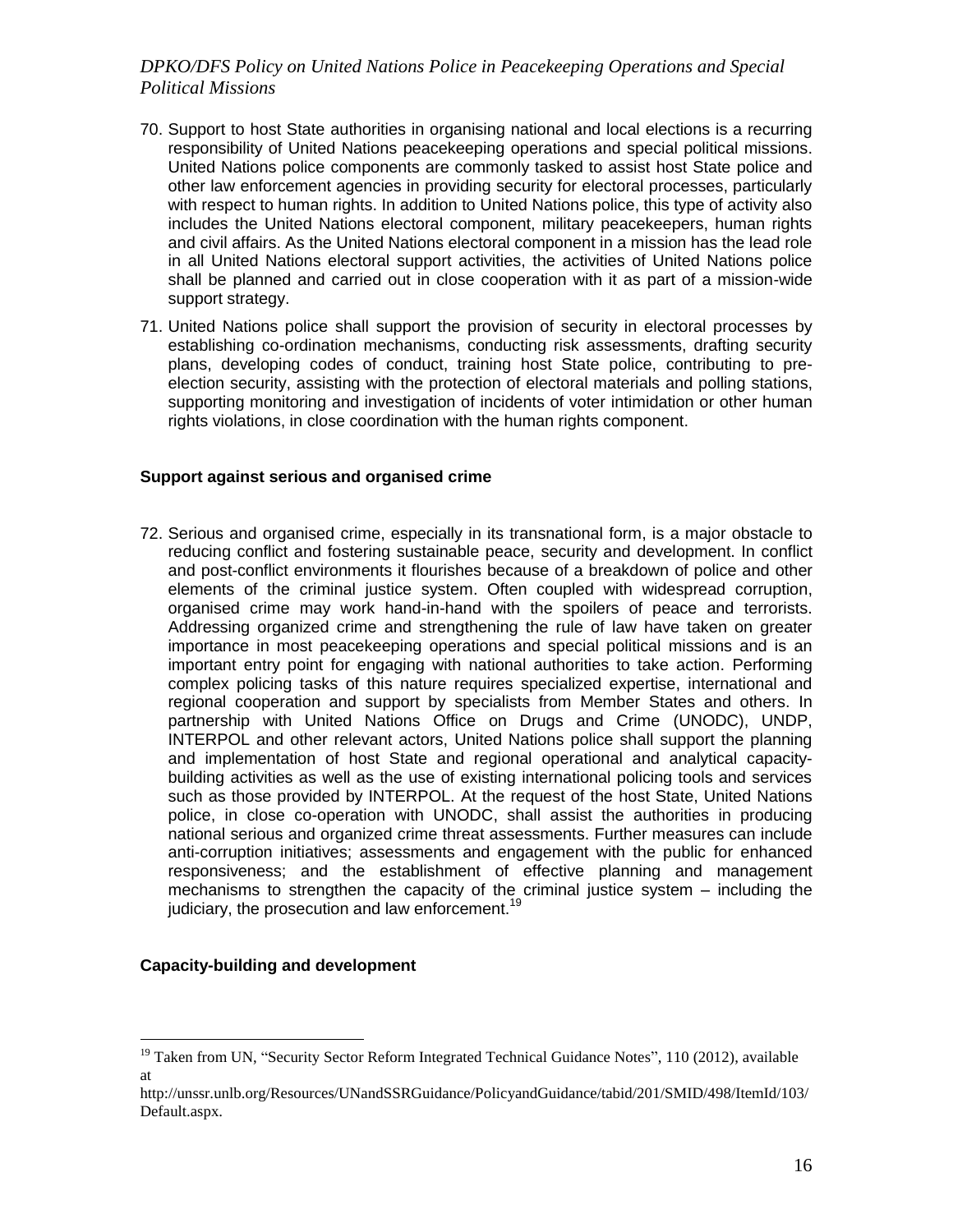70. Support to host State authorities in organising national and local elections is a recurring responsibility of United Nations peacekeeping operations and special political missions. United Nations police components are commonly tasked to assist host State police and other law enforcement agencies in providing security for electoral processes, particularly with respect to human rights. In addition to United Nations police, this type of activity also includes the United Nations electoral component, military peacekeepers, human rights and civil affairs. As the United Nations electoral component in a mission has the lead role in all United Nations electoral support activities, the activities of United Nations police shall be planned and carried out in close cooperation with it as part of a mission-wide support strategy.

71. United Nations police shall support the provision of security in electoral processes by establishing co-ordination mechanisms, conducting risk assessments, drafting security plans, developing codes of conduct, training host State police, contributing to pre-election security, assisting with the protection of electoral materials and polling stations, supporting monitoring and investigation of incidents of voter intimidation or other human rights violations, in close coordination with the human rights component.

**Support against serious and organised crime**

72. Serious and organised crime, especially in its transnational form, is a major obstacle to reducing conflict and fostering sustainable peace, security and development. In conflict and post-conflict environments it flourishes because of a breakdown of police and other elements of the criminal justice system. Often coupled with widespread corruption, organised crime may work hand-in-hand with the spoilers of peace and terrorists. Addressing organized crime and strengthening the rule of law have taken on greater importance in most peacekeeping operations and special political missions and is an important entry point for engaging with national authorities to take action. Performing complex policing tasks of this nature requires specialized expertise, international and regional cooperation and support by specialists from Member States and others. In partnership with United Nations Office on Drugs and Crime (UNODC), UNDP, INTERPOL and other relevant actors, United Nations police shall support the planning and implementation of host State and regional operational and analytical capacity-building activities as well as the use of existing international policing tools and services such as those provided by INTERPOL. At the request of the host State, United Nations police, in close co-operation with UNODC, shall assist the authorities in producing national serious and organized crime threat assessments. Further measures can include anti-corruption initiatives; assessments and engagement with the public for enhanced responsiveness; and the establishment of effective planning and management mechanisms to strengthen the capacity of the criminal justice system – including the judiciary, the prosecution and law enforcement.[19]

**Capacity-building and development**

[19] Taken from UN, "Security Sector Reform Integrated Technical Guidance Notes", 110 (2012), available at http://unssr.unlb.org/Resources/UNandSSRGuidance/PolicyandGuidance/tabid/201/SMID/498/ItemId/103/Default.aspx.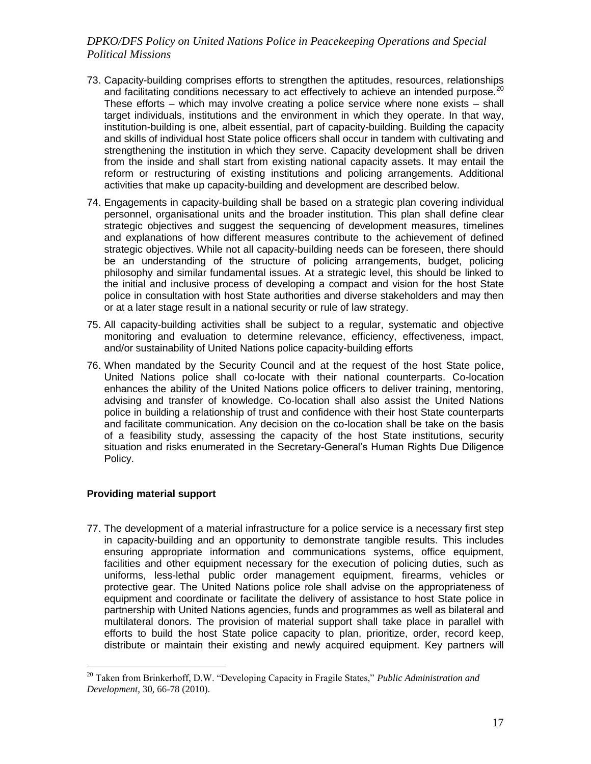73. Capacity-building comprises efforts to strengthen the aptitudes, resources, relationships and facilitating conditions necessary to act effectively to achieve an intended purpose.[20] These efforts – which may involve creating a police service where none exists – shall target individuals, institutions and the environment in which they operate. In that way, institution-building is one, albeit essential, part of capacity-building. Building the capacity and skills of individual host State police officers shall occur in tandem with cultivating and strengthening the institution in which they serve. Capacity development shall be driven from the inside and shall start from existing national capacity assets. It may entail the reform or restructuring of existing institutions and policing arrangements. Additional activities that make up capacity-building and development are described below.

74. Engagements in capacity-building shall be based on a strategic plan covering individual personnel, organisational units and the broader institution. This plan shall define clear strategic objectives and suggest the sequencing of development measures, timelines and explanations of how different measures contribute to the achievement of defined strategic objectives. While not all capacity-building needs can be foreseen, there should be an understanding of the structure of policing arrangements, budget, policing philosophy and similar fundamental issues. At a strategic level, this should be linked to the initial and inclusive process of developing a compact and vision for the host State police in consultation with host State authorities and diverse stakeholders and may then or at a later stage result in a national security or rule of law strategy.

75. All capacity-building activities shall be subject to a regular, systematic and objective monitoring and evaluation to determine relevance, efficiency, effectiveness, impact, and/or sustainability of United Nations police capacity-building efforts

76. When mandated by the Security Council and at the request of the host State police, United Nations police shall co-locate with their national counterparts. Co-location enhances the ability of the United Nations police officers to deliver training, mentoring, advising and transfer of knowledge. Co-location shall also assist the United Nations police in building a relationship of trust and confidence with their host State counterparts and facilitate communication. Any decision on the co-location shall be take on the basis of a feasibility study, assessing the capacity of the host State institutions, security situation and risks enumerated in the Secretary-General's Human Rights Due Diligence Policy.

**Providing material support**

77. The development of a material infrastructure for a police service is a necessary first step in capacity-building and an opportunity to demonstrate tangible results. This includes ensuring appropriate information and communications systems, office equipment, facilities and other equipment necessary for the execution of policing duties, such as uniforms, less-lethal public order management equipment, firearms, vehicles or protective gear. The United Nations police role shall advise on the appropriateness of equipment and coordinate or facilitate the delivery of assistance to host State police in partnership with United Nations agencies, funds and programmes as well as bilateral and multilateral donors. The provision of material support shall take place in parallel with efforts to build the host State police capacity to plan, prioritize, order, record keep, distribute or maintain their existing and newly acquired equipment. Key partners will

[20] Taken from Brinkerhoff, D.W. "Developing Capacity in Fragile States," *Public Administration and Development*, 30, 66-78 (2010).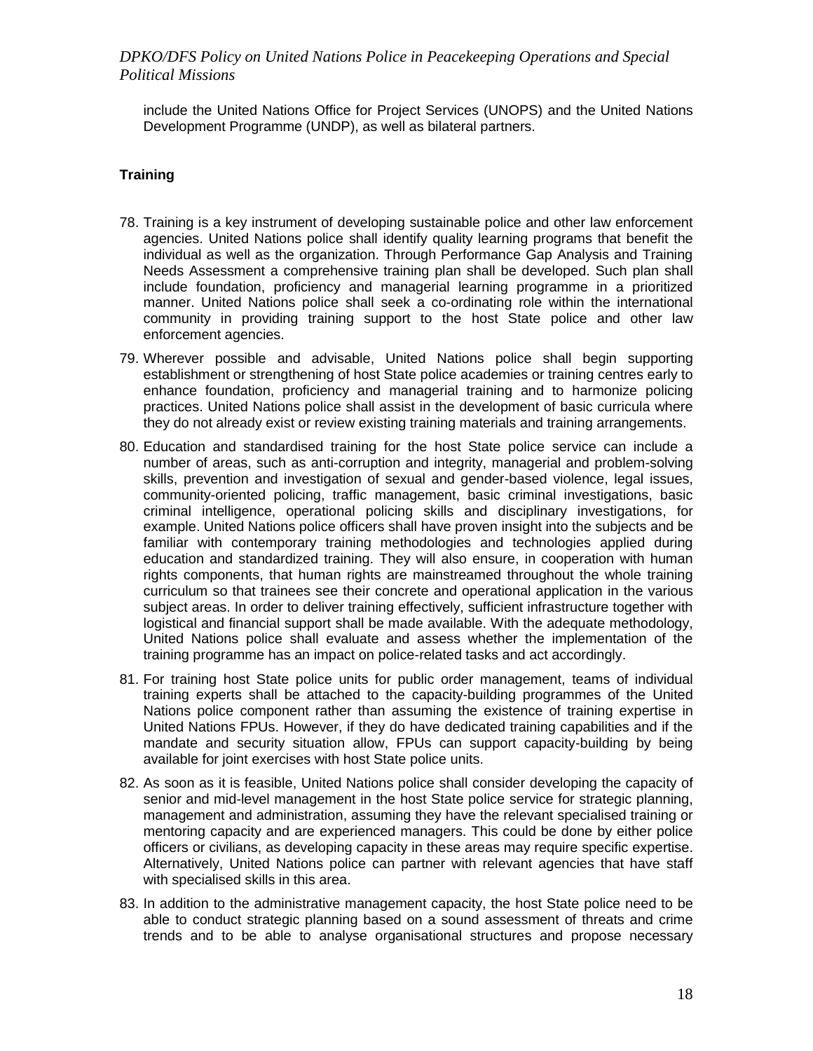include the United Nations Office for Project Services (UNOPS) and the United Nations Development Programme (UNDP), as well as bilateral partners.

**Training**

78. Training is a key instrument of developing sustainable police and other law enforcement agencies. United Nations police shall identify quality learning programs that benefit the individual as well as the organization. Through Performance Gap Analysis and Training Needs Assessment a comprehensive training plan shall be developed. Such plan shall include foundation, proficiency and managerial learning programme in a prioritized manner. United Nations police shall seek a co-ordinating role within the international community in providing training support to the host State police and other law enforcement agencies.

79. Wherever possible and advisable, United Nations police shall begin supporting establishment or strengthening of host State police academies or training centres early to enhance foundation, proficiency and managerial training and to harmonize policing practices. United Nations police shall assist in the development of basic curricula where they do not already exist or review existing training materials and training arrangements.

80. Education and standardised training for the host State police service can include a number of areas, such as anti-corruption and integrity, managerial and problem-solving skills, prevention and investigation of sexual and gender-based violence, legal issues, community-oriented policing, traffic management, basic criminal investigations, basic criminal intelligence, operational policing skills and disciplinary investigations, for example. United Nations police officers shall have proven insight into the subjects and be familiar with contemporary training methodologies and technologies applied during education and standardized training. They will also ensure, in cooperation with human rights components, that human rights are mainstreamed throughout the whole training curriculum so that trainees see their concrete and operational application in the various subject areas. In order to deliver training effectively, sufficient infrastructure together with logistical and financial support shall be made available. With the adequate methodology, United Nations police shall evaluate and assess whether the implementation of the training programme has an impact on police-related tasks and act accordingly.

81. For training host State police units for public order management, teams of individual training experts shall be attached to the capacity-building programmes of the United Nations police component rather than assuming the existence of training expertise in United Nations FPUs. However, if they do have dedicated training capabilities and if the mandate and security situation allow, FPUs can support capacity-building by being available for joint exercises with host State police units.

82. As soon as it is feasible, United Nations police shall consider developing the capacity of senior and mid-level management in the host State police service for strategic planning, management and administration, assuming they have the relevant specialised training or mentoring capacity and are experienced managers. This could be done by either police officers or civilians, as developing capacity in these areas may require specific expertise. Alternatively, United Nations police can partner with relevant agencies that have staff with specialised skills in this area.

83. In addition to the administrative management capacity, the host State police need to be able to conduct strategic planning based on a sound assessment of threats and crime trends and to be able to analyse organisational structures and propose necessary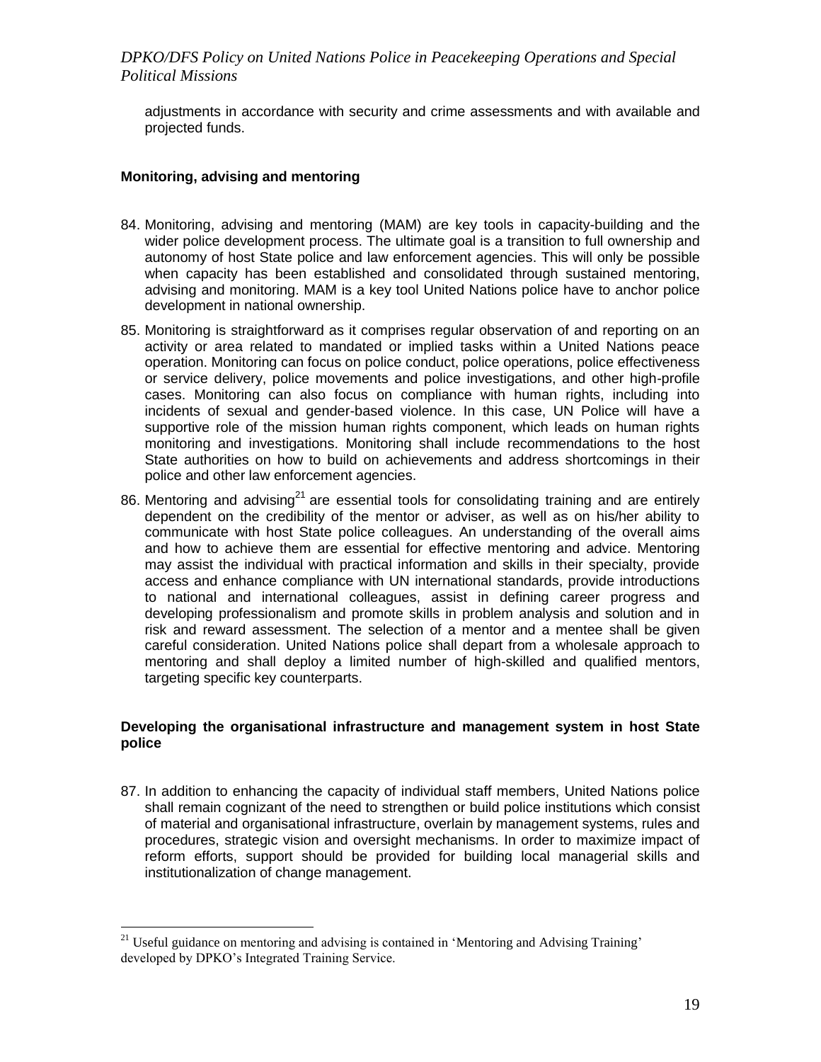adjustments in accordance with security and crime assessments and with available and projected funds.

**Monitoring, advising and mentoring**

84. Monitoring, advising and mentoring (MAM) are key tools in capacity-building and the wider police development process. The ultimate goal is a transition to full ownership and autonomy of host State police and law enforcement agencies. This will only be possible when capacity has been established and consolidated through sustained mentoring, advising and monitoring. MAM is a key tool United Nations police have to anchor police development in national ownership.

85. Monitoring is straightforward as it comprises regular observation of and reporting on an activity or area related to mandated or implied tasks within a United Nations peace operation. Monitoring can focus on police conduct, police operations, police effectiveness or service delivery, police movements and police investigations, and other high-profile cases. Monitoring can also focus on compliance with human rights, including into incidents of sexual and gender-based violence. In this case, UN Police will have a supportive role of the mission human rights component, which leads on human rights monitoring and investigations. Monitoring shall include recommendations to the host State authorities on how to build on achievements and address shortcomings in their police and other law enforcement agencies.

86. Mentoring and advising[21] are essential tools for consolidating training and are entirely dependent on the credibility of the mentor or adviser, as well as on his/her ability to communicate with host State police colleagues. An understanding of the overall aims and how to achieve them are essential for effective mentoring and advice. Mentoring may assist the individual with practical information and skills in their specialty, provide access and enhance compliance with UN international standards, provide introductions to national and international colleagues, assist in defining career progress and developing professionalism and promote skills in problem analysis and solution and in risk and reward assessment. The selection of a mentor and a mentee shall be given careful consideration. United Nations police shall depart from a wholesale approach to mentoring and shall deploy a limited number of high-skilled and qualified mentors, targeting specific key counterparts.

**Developing the organisational infrastructure and management system in host State police**

87. In addition to enhancing the capacity of individual staff members, United Nations police shall remain cognizant of the need to strengthen or build police institutions which consist of material and organisational infrastructure, overlain by management systems, rules and procedures, strategic vision and oversight mechanisms. In order to maximize impact of reform efforts, support should be provided for building local managerial skills and institutionalization of change management.

---

[21] Useful guidance on mentoring and advising is contained in 'Mentoring and Advising Training' developed by DPKO's Integrated Training Service.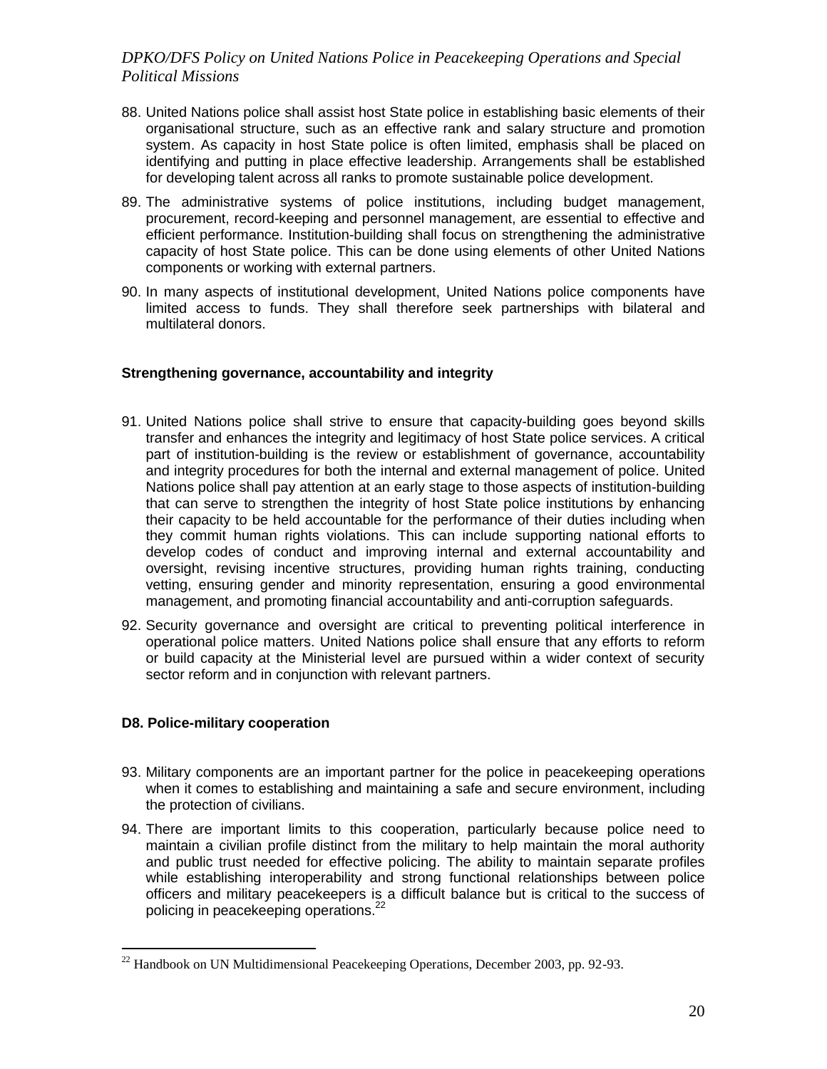88. United Nations police shall assist host State police in establishing basic elements of their organisational structure, such as an effective rank and salary structure and promotion system. As capacity in host State police is often limited, emphasis shall be placed on identifying and putting in place effective leadership. Arrangements shall be established for developing talent across all ranks to promote sustainable police development.

89. The administrative systems of police institutions, including budget management, procurement, record-keeping and personnel management, are essential to effective and efficient performance. Institution-building shall focus on strengthening the administrative capacity of host State police. This can be done using elements of other United Nations components or working with external partners.

90. In many aspects of institutional development, United Nations police components have limited access to funds. They shall therefore seek partnerships with bilateral and multilateral donors.

**Strengthening governance, accountability and integrity**

91. United Nations police shall strive to ensure that capacity-building goes beyond skills transfer and enhances the integrity and legitimacy of host State police services. A critical part of institution-building is the review or establishment of governance, accountability and integrity procedures for both the internal and external management of police. United Nations police shall pay attention at an early stage to those aspects of institution-building that can serve to strengthen the integrity of host State police institutions by enhancing their capacity to be held accountable for the performance of their duties including when they commit human rights violations. This can include supporting national efforts to develop codes of conduct and improving internal and external accountability and oversight, revising incentive structures, providing human rights training, conducting vetting, ensuring gender and minority representation, ensuring a good environmental management, and promoting financial accountability and anti-corruption safeguards.

92. Security governance and oversight are critical to preventing political interference in operational police matters. United Nations police shall ensure that any efforts to reform or build capacity at the Ministerial level are pursued within a wider context of security sector reform and in conjunction with relevant partners.

## D8. Police-military cooperation

93. Military components are an important partner for the police in peacekeeping operations when it comes to establishing and maintaining a safe and secure environment, including the protection of civilians.

94. There are important limits to this cooperation, particularly because police need to maintain a civilian profile distinct from the military to help maintain the moral authority and public trust needed for effective policing. The ability to maintain separate profiles while establishing interoperability and strong functional relationships between police officers and military peacekeepers is a difficult balance but is critical to the success of policing in peacekeeping operations.[22]

---

[22] Handbook on UN Multidimensional Peacekeeping Operations, December 2003, pp. 92-93.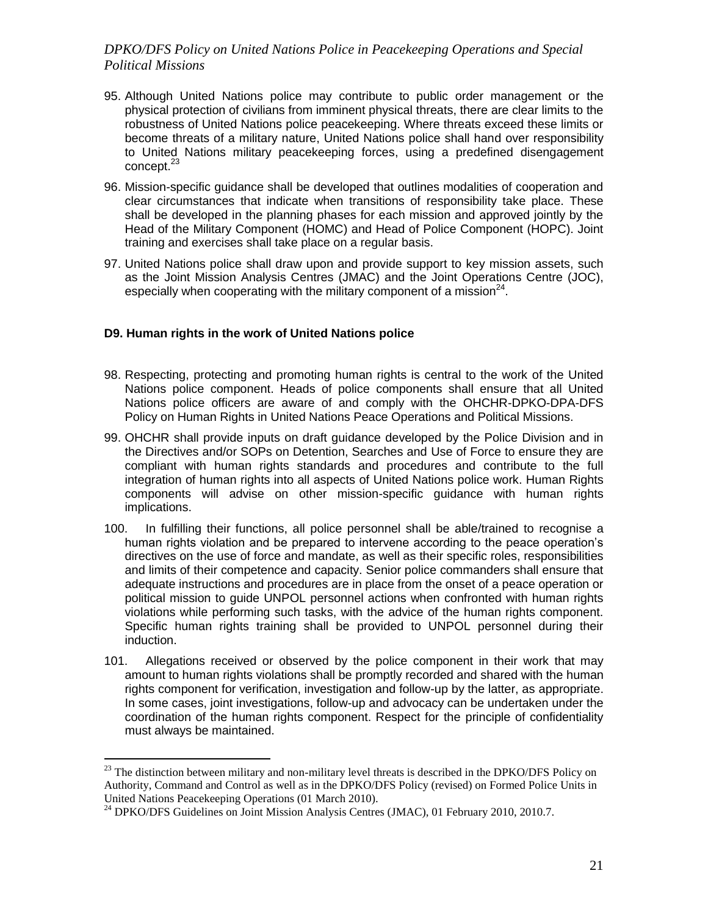95. Although United Nations police may contribute to public order management or the physical protection of civilians from imminent physical threats, there are clear limits to the robustness of United Nations police peacekeeping. Where threats exceed these limits or become threats of a military nature, United Nations police shall hand over responsibility to United Nations military peacekeeping forces, using a predefined disengagement concept.[23]

96. Mission-specific guidance shall be developed that outlines modalities of cooperation and clear circumstances that indicate when transitions of responsibility take place. These shall be developed in the planning phases for each mission and approved jointly by the Head of the Military Component (HOMC) and Head of Police Component (HOPC). Joint training and exercises shall take place on a regular basis.

97. United Nations police shall draw upon and provide support to key mission assets, such as the Joint Mission Analysis Centres (JMAC) and the Joint Operations Centre (JOC), especially when cooperating with the military component of a mission[24].

**D9. Human rights in the work of United Nations police**

98. Respecting, protecting and promoting human rights is central to the work of the United Nations police component. Heads of police components shall ensure that all United Nations police officers are aware of and comply with the OHCHR-DPKO-DPA-DFS Policy on Human Rights in United Nations Peace Operations and Political Missions.

99. OHCHR shall provide inputs on draft guidance developed by the Police Division and in the Directives and/or SOPs on Detention, Searches and Use of Force to ensure they are compliant with human rights standards and procedures and contribute to the full integration of human rights into all aspects of United Nations police work. Human Rights components will advise on other mission-specific guidance with human rights implications.

100. In fulfilling their functions, all police personnel shall be able/trained to recognise a human rights violation and be prepared to intervene according to the peace operation's directives on the use of force and mandate, as well as their specific roles, responsibilities and limits of their competence and capacity. Senior police commanders shall ensure that adequate instructions and procedures are in place from the onset of a peace operation or political mission to guide UNPOL personnel actions when confronted with human rights violations while performing such tasks, with the advice of the human rights component. Specific human rights training shall be provided to UNPOL personnel during their induction.

101. Allegations received or observed by the police component in their work that may amount to human rights violations shall be promptly recorded and shared with the human rights component for verification, investigation and follow-up by the latter, as appropriate. In some cases, joint investigations, follow-up and advocacy can be undertaken under the coordination of the human rights component. Respect for the principle of confidentiality must always be maintained.

---

[23] The distinction between military and non-military level threats is described in the DPKO/DFS Policy on Authority, Command and Control as well as in the DPKO/DFS Policy (revised) on Formed Police Units in United Nations Peacekeeping Operations (01 March 2010).

[24] DPKO/DFS Guidelines on Joint Mission Analysis Centres (JMAC), 01 February 2010, 2010.7.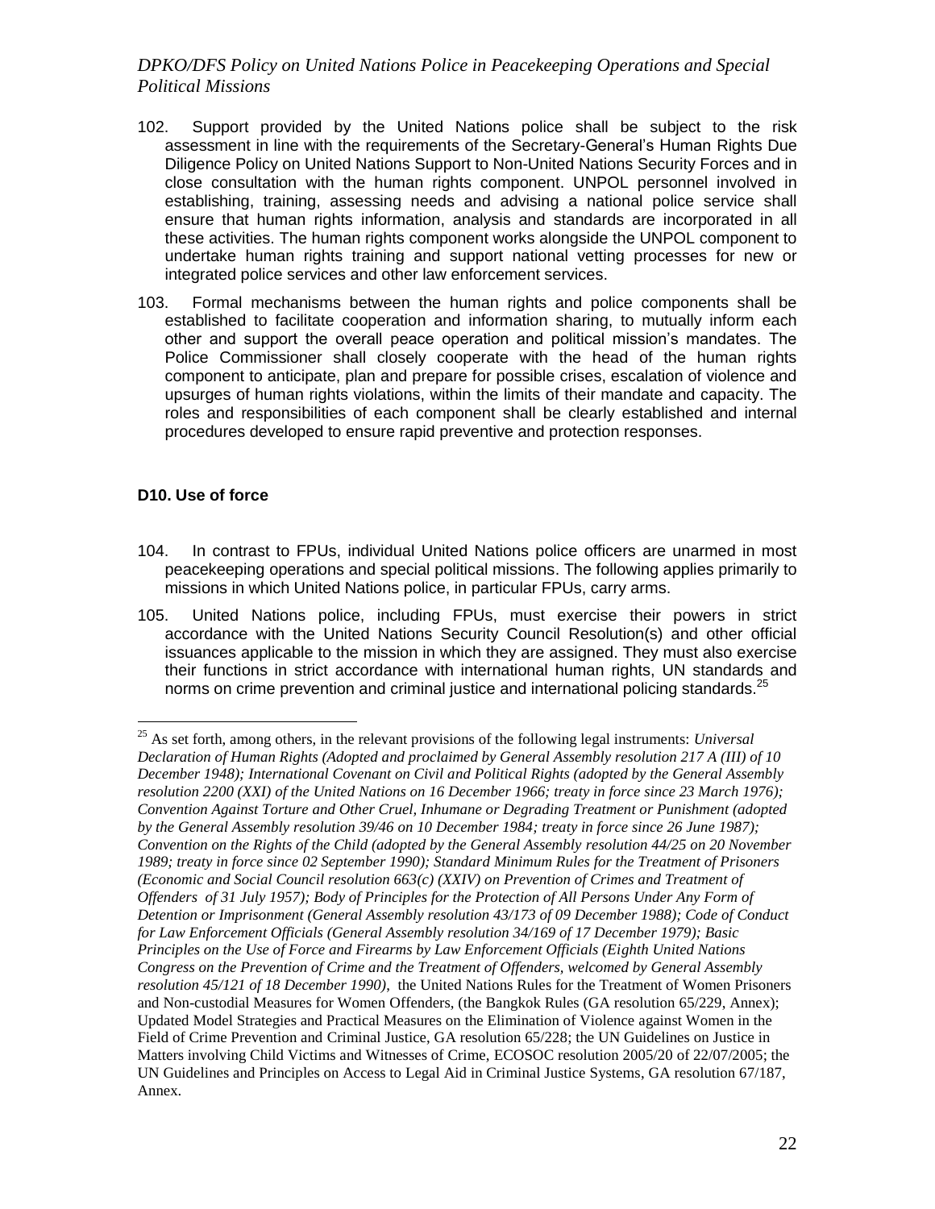102. Support provided by the United Nations police shall be subject to the risk assessment in line with the requirements of the Secretary-General's Human Rights Due Diligence Policy on United Nations Support to Non-United Nations Security Forces and in close consultation with the human rights component. UNPOL personnel involved in establishing, training, assessing needs and advising a national police service shall ensure that human rights information, analysis and standards are incorporated in all these activities. The human rights component works alongside the UNPOL component to undertake human rights training and support national vetting processes for new or integrated police services and other law enforcement services.

103. Formal mechanisms between the human rights and police components shall be established to facilitate cooperation and information sharing, to mutually inform each other and support the overall peace operation and political mission's mandates. The Police Commissioner shall closely cooperate with the head of the human rights component to anticipate, plan and prepare for possible crises, escalation of violence and upsurges of human rights violations, within the limits of their mandate and capacity. The roles and responsibilities of each component shall be clearly established and internal procedures developed to ensure rapid preventive and protection responses.

### D10. Use of force

104. In contrast to FPUs, individual United Nations police officers are unarmed in most peacekeeping operations and special political missions. The following applies primarily to missions in which United Nations police, in particular FPUs, carry arms.

105. United Nations police, including FPUs, must exercise their powers in strict accordance with the United Nations Security Council Resolution(s) and other official issuances applicable to the mission in which they are assigned. They must also exercise their functions in strict accordance with international human rights, UN standards and norms on crime prevention and criminal justice and international policing standards.[25]

---

[25] As set forth, among others, in the relevant provisions of the following legal instruments: *Universal Declaration of Human Rights (Adopted and proclaimed by General Assembly resolution 217 A (III) of 10 December 1948); International Covenant on Civil and Political Rights (adopted by the General Assembly resolution 2200 (XXI) of the United Nations on 16 December 1966; treaty in force since 23 March 1976); Convention Against Torture and Other Cruel, Inhumane or Degrading Treatment or Punishment (adopted by the General Assembly resolution 39/46 on 10 December 1984; treaty in force since 26 June 1987); Convention on the Rights of the Child (adopted by the General Assembly resolution 44/25 on 20 November 1989; treaty in force since 02 September 1990); Standard Minimum Rules for the Treatment of Prisoners (Economic and Social Council resolution 663(c) (XXIV) on Prevention of Crimes and Treatment of Offenders of 31 July 1957); Body of Principles for the Protection of All Persons Under Any Form of Detention or Imprisonment (General Assembly resolution 43/173 of 09 December 1988); Code of Conduct for Law Enforcement Officials (General Assembly resolution 34/169 of 17 December 1979); Basic Principles on the Use of Force and Firearms by Law Enforcement Officials (Eighth United Nations Congress on the Prevention of Crime and the Treatment of Offenders, welcomed by General Assembly resolution 45/121 of 18 December 1990)*, the United Nations Rules for the Treatment of Women Prisoners and Non-custodial Measures for Women Offenders, (the Bangkok Rules (GA resolution 65/229, Annex); Updated Model Strategies and Practical Measures on the Elimination of Violence against Women in the Field of Crime Prevention and Criminal Justice, GA resolution 65/228; the UN Guidelines on Justice in Matters involving Child Victims and Witnesses of Crime, ECOSOC resolution 2005/20 of 22/07/2005; the UN Guidelines and Principles on Access to Legal Aid in Criminal Justice Systems, GA resolution 67/187, Annex.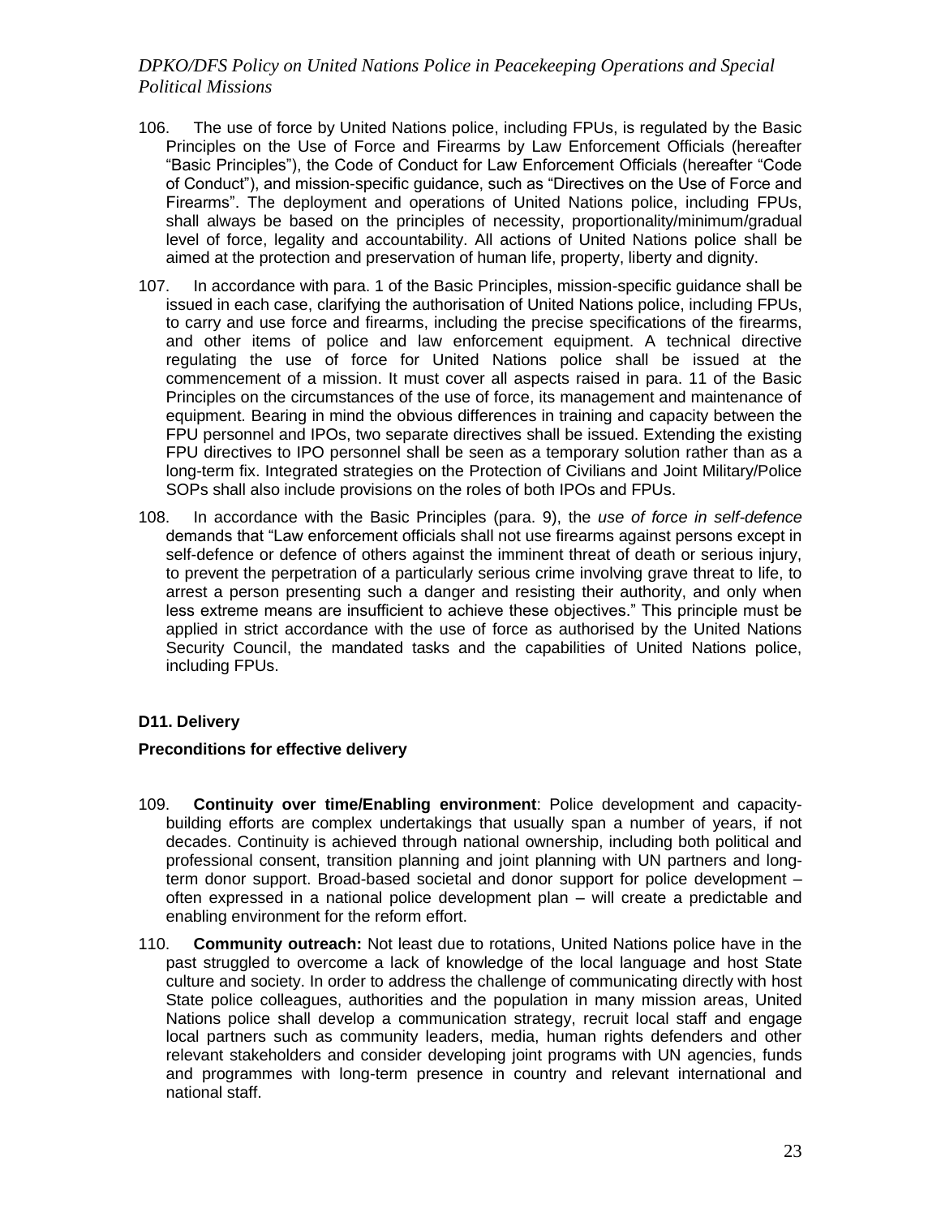106. The use of force by United Nations police, including FPUs, is regulated by the Basic Principles on the Use of Force and Firearms by Law Enforcement Officials (hereafter "Basic Principles"), the Code of Conduct for Law Enforcement Officials (hereafter "Code of Conduct"), and mission-specific guidance, such as "Directives on the Use of Force and Firearms". The deployment and operations of United Nations police, including FPUs, shall always be based on the principles of necessity, proportionality/minimum/gradual level of force, legality and accountability. All actions of United Nations police shall be aimed at the protection and preservation of human life, property, liberty and dignity.

107. In accordance with para. 1 of the Basic Principles, mission-specific guidance shall be issued in each case, clarifying the authorisation of United Nations police, including FPUs, to carry and use force and firearms, including the precise specifications of the firearms, and other items of police and law enforcement equipment. A technical directive regulating the use of force for United Nations police shall be issued at the commencement of a mission. It must cover all aspects raised in para. 11 of the Basic Principles on the circumstances of the use of force, its management and maintenance of equipment. Bearing in mind the obvious differences in training and capacity between the FPU personnel and IPOs, two separate directives shall be issued. Extending the existing FPU directives to IPO personnel shall be seen as a temporary solution rather than as a long-term fix. Integrated strategies on the Protection of Civilians and Joint Military/Police SOPs shall also include provisions on the roles of both IPOs and FPUs.

108. In accordance with the Basic Principles (para. 9), the *use of force in self-defence* demands that "Law enforcement officials shall not use firearms against persons except in self-defence or defence of others against the imminent threat of death or serious injury, to prevent the perpetration of a particularly serious crime involving grave threat to life, to arrest a person presenting such a danger and resisting their authority, and only when less extreme means are insufficient to achieve these objectives." This principle must be applied in strict accordance with the use of force as authorised by the United Nations Security Council, the mandated tasks and the capabilities of United Nations police, including FPUs.

### D11. Delivery

#### Preconditions for effective delivery

109. **Continuity over time/Enabling environment**: Police development and capacity-building efforts are complex undertakings that usually span a number of years, if not decades. Continuity is achieved through national ownership, including both political and professional consent, transition planning and joint planning with UN partners and long-term donor support. Broad-based societal and donor support for police development – often expressed in a national police development plan – will create a predictable and enabling environment for the reform effort.

110. **Community outreach:** Not least due to rotations, United Nations police have in the past struggled to overcome a lack of knowledge of the local language and host State culture and society. In order to address the challenge of communicating directly with host State police colleagues, authorities and the population in many mission areas, United Nations police shall develop a communication strategy, recruit local staff and engage local partners such as community leaders, media, human rights defenders and other relevant stakeholders and consider developing joint programs with UN agencies, funds and programmes with long-term presence in country and relevant international and national staff.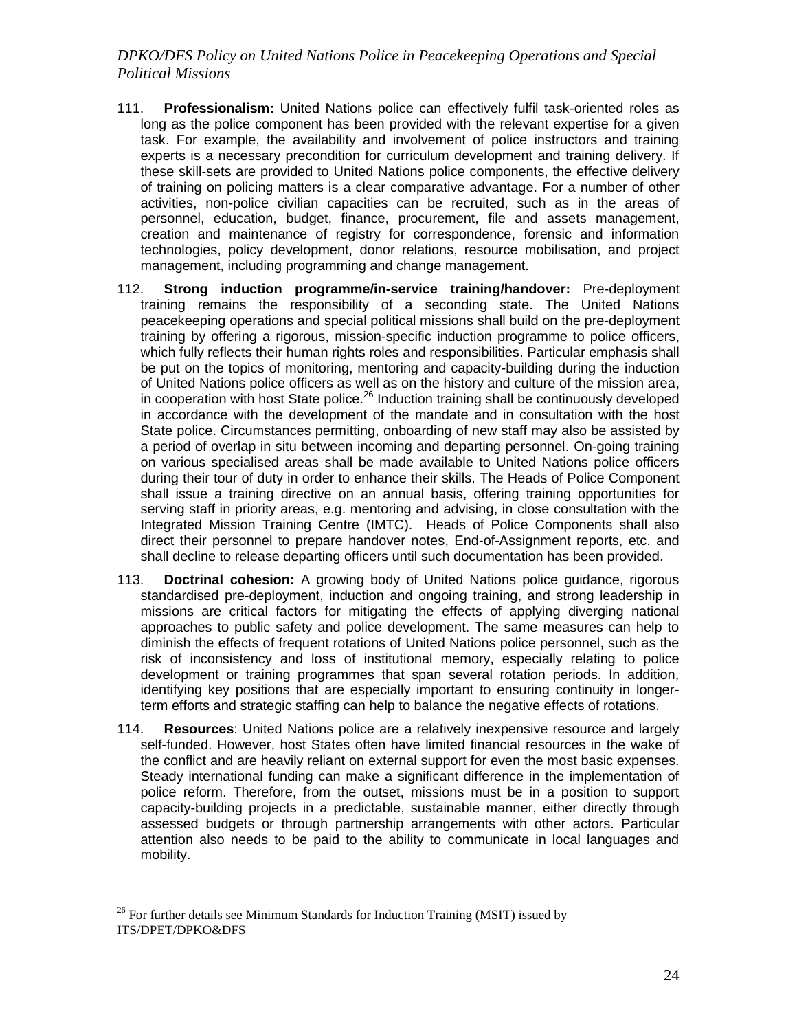111. **Professionalism:** United Nations police can effectively fulfil task-oriented roles as long as the police component has been provided with the relevant expertise for a given task. For example, the availability and involvement of police instructors and training experts is a necessary precondition for curriculum development and training delivery. If these skill-sets are provided to United Nations police components, the effective delivery of training on policing matters is a clear comparative advantage. For a number of other activities, non-police civilian capacities can be recruited, such as in the areas of personnel, education, budget, finance, procurement, file and assets management, creation and maintenance of registry for correspondence, forensic and information technologies, policy development, donor relations, resource mobilisation, and project management, including programming and change management.

112. **Strong induction programme/in-service training/handover:** Pre-deployment training remains the responsibility of a seconding state. The United Nations peacekeeping operations and special political missions shall build on the pre-deployment training by offering a rigorous, mission-specific induction programme to police officers, which fully reflects their human rights roles and responsibilities. Particular emphasis shall be put on the topics of monitoring, mentoring and capacity-building during the induction of United Nations police officers as well as on the history and culture of the mission area, in cooperation with host State police.[26] Induction training shall be continuously developed in accordance with the development of the mandate and in consultation with the host State police. Circumstances permitting, onboarding of new staff may also be assisted by a period of overlap in situ between incoming and departing personnel. On-going training on various specialised areas shall be made available to United Nations police officers during their tour of duty in order to enhance their skills. The Heads of Police Component shall issue a training directive on an annual basis, offering training opportunities for serving staff in priority areas, e.g. mentoring and advising, in close consultation with the Integrated Mission Training Centre (IMTC). Heads of Police Components shall also direct their personnel to prepare handover notes, End-of-Assignment reports, etc. and shall decline to release departing officers until such documentation has been provided.

113. **Doctrinal cohesion:** A growing body of United Nations police guidance, rigorous standardised pre-deployment, induction and ongoing training, and strong leadership in missions are critical factors for mitigating the effects of applying diverging national approaches to public safety and police development. The same measures can help to diminish the effects of frequent rotations of United Nations police personnel, such as the risk of inconsistency and loss of institutional memory, especially relating to police development or training programmes that span several rotation periods. In addition, identifying key positions that are especially important to ensuring continuity in longer-term efforts and strategic staffing can help to balance the negative effects of rotations.

114. **Resources**: United Nations police are a relatively inexpensive resource and largely self-funded. However, host States often have limited financial resources in the wake of the conflict and are heavily reliant on external support for even the most basic expenses. Steady international funding can make a significant difference in the implementation of police reform. Therefore, from the outset, missions must be in a position to support capacity-building projects in a predictable, sustainable manner, either directly through assessed budgets or through partnership arrangements with other actors. Particular attention also needs to be paid to the ability to communicate in local languages and mobility.

---

[26] For further details see Minimum Standards for Induction Training (MSIT) issued by ITS/DPET/DPKO&DFS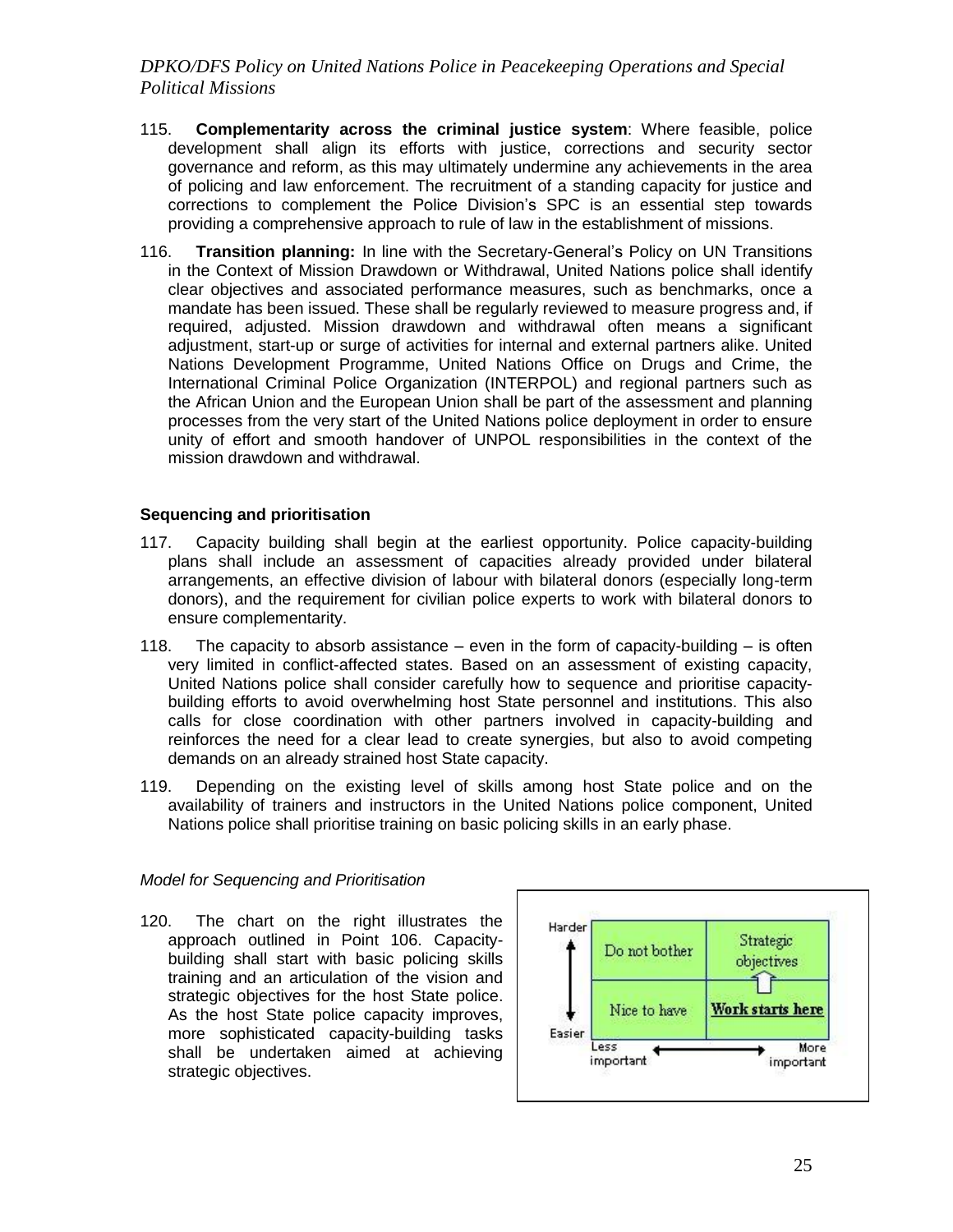115. **Complementarity across the criminal justice system**: Where feasible, police development shall align its efforts with justice, corrections and security sector governance and reform, as this may ultimately undermine any achievements in the area of policing and law enforcement. The recruitment of a standing capacity for justice and corrections to complement the Police Division's SPC is an essential step towards providing a comprehensive approach to rule of law in the establishment of missions.

116. **Transition planning:** In line with the Secretary-General's Policy on UN Transitions in the Context of Mission Drawdown or Withdrawal, United Nations police shall identify clear objectives and associated performance measures, such as benchmarks, once a mandate has been issued. These shall be regularly reviewed to measure progress and, if required, adjusted. Mission drawdown and withdrawal often means a significant adjustment, start-up or surge of activities for internal and external partners alike. United Nations Development Programme, United Nations Office on Drugs and Crime, the International Criminal Police Organization (INTERPOL) and regional partners such as the African Union and the European Union shall be part of the assessment and planning processes from the very start of the United Nations police deployment in order to ensure unity of effort and smooth handover of UNPOL responsibilities in the context of the mission drawdown and withdrawal.

### Sequencing and prioritisation

117. Capacity building shall begin at the earliest opportunity. Police capacity-building plans shall include an assessment of capacities already provided under bilateral arrangements, an effective division of labour with bilateral donors (especially long-term donors), and the requirement for civilian police experts to work with bilateral donors to ensure complementarity.

118. The capacity to absorb assistance – even in the form of capacity-building – is often very limited in conflict-affected states. Based on an assessment of existing capacity, United Nations police shall consider carefully how to sequence and prioritise capacity-building efforts to avoid overwhelming host State personnel and institutions. This also calls for close coordination with other partners involved in capacity-building and reinforces the need for a clear lead to create synergies, but also to avoid competing demands on an already strained host State capacity.

119. Depending on the existing level of skills among host State police and on the availability of trainers and instructors in the United Nations police component, United Nations police shall prioritise training on basic policing skills in an early phase.

*Model for Sequencing and Prioritisation*

120. The chart on the right illustrates the approach outlined in Point 106. Capacity-building shall start with basic policing skills training and an articulation of the vision and strategic objectives for the host State police. As the host State police capacity improves, more sophisticated capacity-building tasks shall be undertaken aimed at achieving strategic objectives.

| | Less important | More important |
|---|---|---|
| Harder | Do not bother | Strategic objectives |
| Easier | Nice to have | **Work starts here** |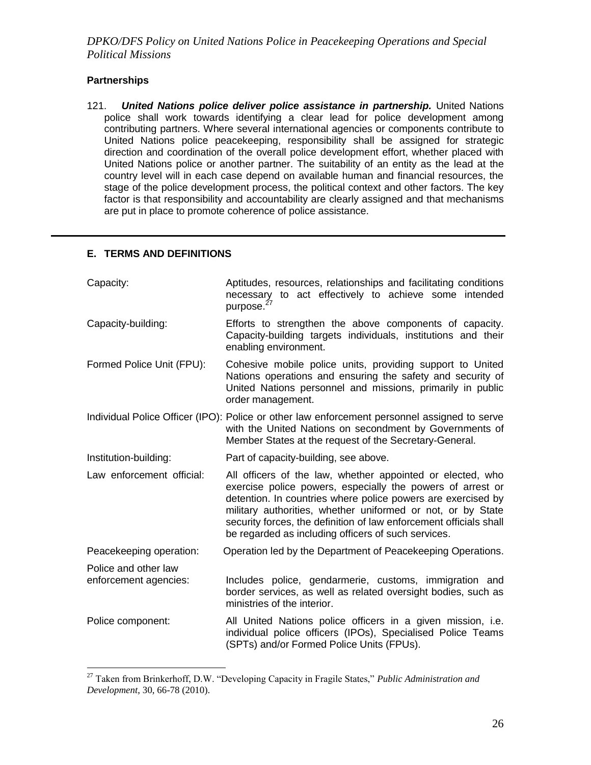### Partnerships

121. ***United Nations police deliver police assistance in partnership.*** United Nations police shall work towards identifying a clear lead for police development among contributing partners. Where several international agencies or components contribute to United Nations police peacekeeping, responsibility shall be assigned for strategic direction and coordination of the overall police development effort, whether placed with United Nations police or another partner. The suitability of an entity as the lead at the country level will in each case depend on available human and financial resources, the stage of the police development process, the political context and other factors. The key factor is that responsibility and accountability are clearly assigned and that mechanisms are put in place to promote coherence of police assistance.

---

## E. TERMS AND DEFINITIONS

| | |
|---|---|
| Capacity: | Aptitudes, resources, relationships and facilitating conditions necessary to act effectively to achieve some intended purpose.[27] |
| Capacity-building: | Efforts to strengthen the above components of capacity. Capacity-building targets individuals, institutions and their enabling environment. |
| Formed Police Unit (FPU): | Cohesive mobile police units, providing support to United Nations operations and ensuring the safety and security of United Nations personnel and missions, primarily in public order management. |
| Individual Police Officer (IPO): | Police or other law enforcement personnel assigned to serve with the United Nations on secondment by Governments of Member States at the request of the Secretary-General. |
| Institution-building: | Part of capacity-building, see above. |
| Law enforcement official: | All officers of the law, whether appointed or elected, who exercise police powers, especially the powers of arrest or detention. In countries where police powers are exercised by military authorities, whether uniformed or not, or by State security forces, the definition of law enforcement officials shall be regarded as including officers of such services. |
| Peacekeeping operation: | Operation led by the Department of Peacekeeping Operations. |
| Police and other law enforcement agencies: | Includes police, gendarmerie, customs, immigration and border services, as well as related oversight bodies, such as ministries of the interior. |
| Police component: | All United Nations police officers in a given mission, i.e. individual police officers (IPOs), Specialised Police Teams (SPTs) and/or Formed Police Units (FPUs). |

---

[27] Taken from Brinkerhoff, D.W. "Developing Capacity in Fragile States," *Public Administration and Development*, 30, 66-78 (2010).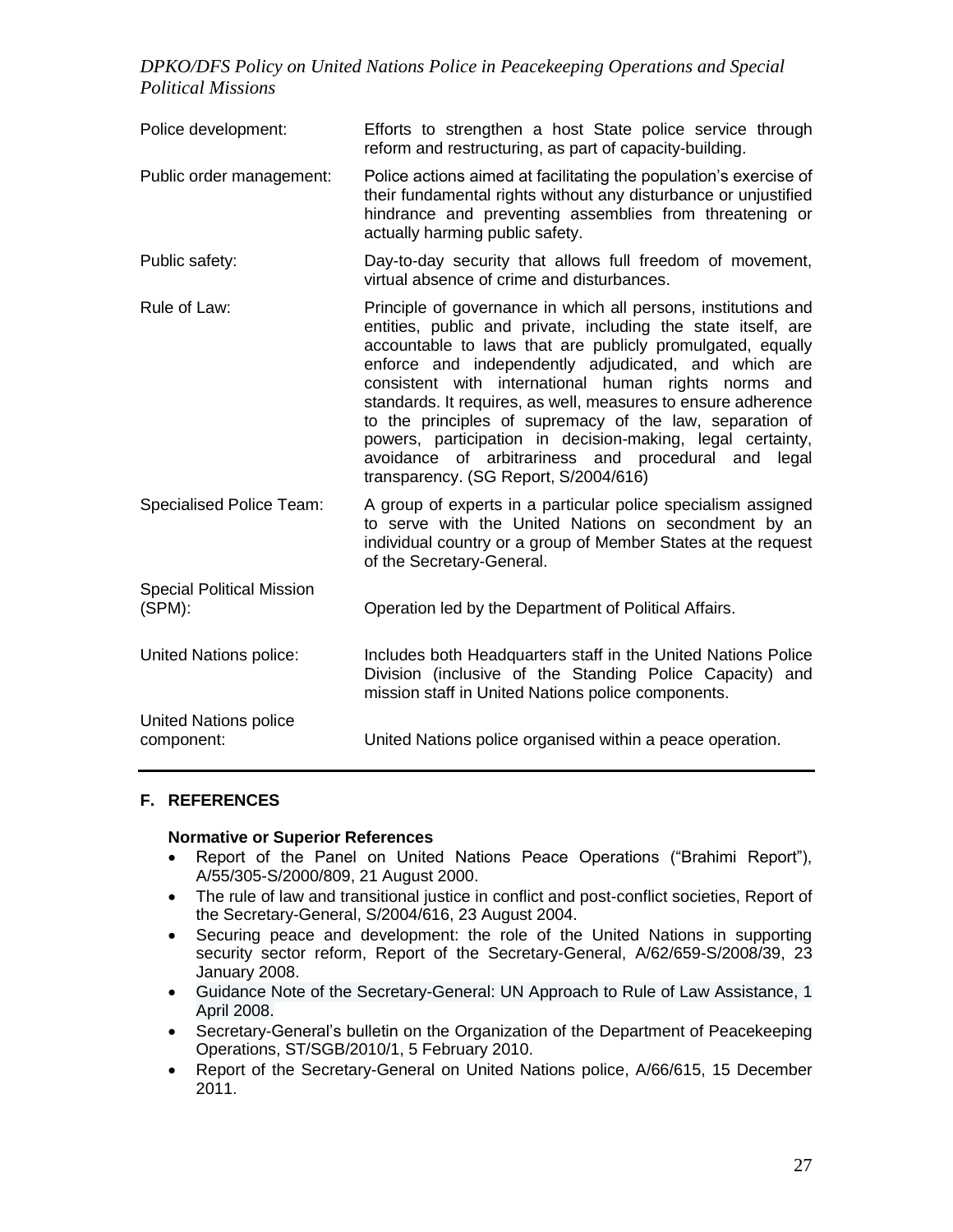| | |
|---|---|
| Police development: | Efforts to strengthen a host State police service through reform and restructuring, as part of capacity-building. |
| Public order management: | Police actions aimed at facilitating the population's exercise of their fundamental rights without any disturbance or unjustified hindrance and preventing assemblies from threatening or actually harming public safety. |
| Public safety: | Day-to-day security that allows full freedom of movement, virtual absence of crime and disturbances. |
| Rule of Law: | Principle of governance in which all persons, institutions and entities, public and private, including the state itself, are accountable to laws that are publicly promulgated, equally enforce and independently adjudicated, and which are consistent with international human rights norms and standards. It requires, as well, measures to ensure adherence to the principles of supremacy of the law, separation of powers, participation in decision-making, legal certainty, avoidance of arbitrariness and procedural and legal transparency. (SG Report, S/2004/616) |
| Specialised Police Team: | A group of experts in a particular police specialism assigned to serve with the United Nations on secondment by an individual country or a group of Member States at the request of the Secretary-General. |
| Special Political Mission (SPM): | Operation led by the Department of Political Affairs. |
| United Nations police: | Includes both Headquarters staff in the United Nations Police Division (inclusive of the Standing Police Capacity) and mission staff in United Nations police components. |
| United Nations police component: | United Nations police organised within a peace operation. |

## F. REFERENCES

**Normative or Superior References**

- Report of the Panel on United Nations Peace Operations ("Brahimi Report"), A/55/305-S/2000/809, 21 August 2000.
- The rule of law and transitional justice in conflict and post-conflict societies, Report of the Secretary-General, S/2004/616, 23 August 2004.
- Securing peace and development: the role of the United Nations in supporting security sector reform, Report of the Secretary-General, A/62/659-S/2008/39, 23 January 2008.
- Guidance Note of the Secretary-General: UN Approach to Rule of Law Assistance, 1 April 2008.
- Secretary-General's bulletin on the Organization of the Department of Peacekeeping Operations, ST/SGB/2010/1, 5 February 2010.
- Report of the Secretary-General on United Nations police, A/66/615, 15 December 2011.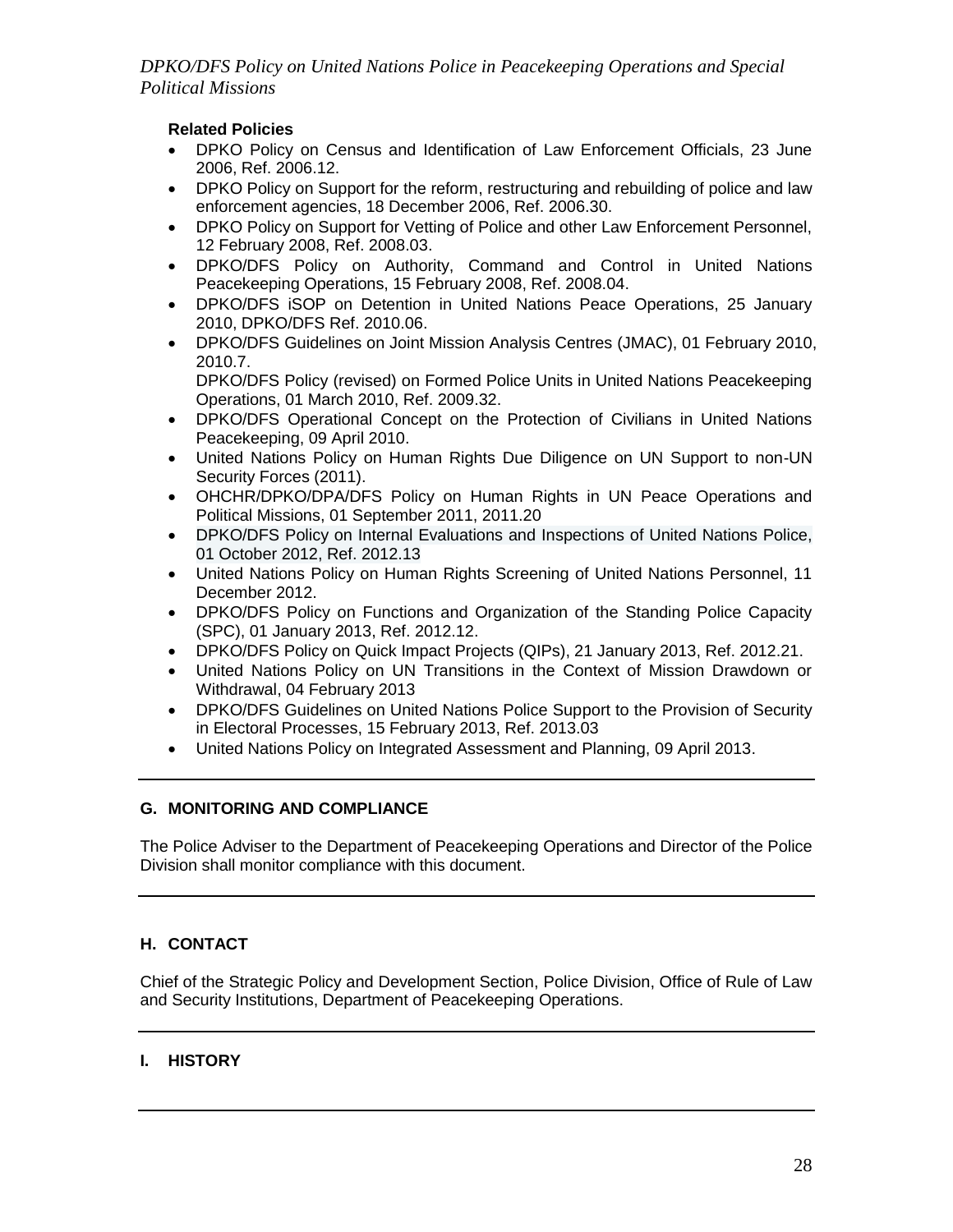**Related Policies**

- DPKO Policy on Census and Identification of Law Enforcement Officials, 23 June 2006, Ref. 2006.12.
- DPKO Policy on Support for the reform, restructuring and rebuilding of police and law enforcement agencies, 18 December 2006, Ref. 2006.30.
- DPKO Policy on Support for Vetting of Police and other Law Enforcement Personnel, 12 February 2008, Ref. 2008.03.
- DPKO/DFS Policy on Authority, Command and Control in United Nations Peacekeeping Operations, 15 February 2008, Ref. 2008.04.
- DPKO/DFS iSOP on Detention in United Nations Peace Operations, 25 January 2010, DPKO/DFS Ref. 2010.06.
- DPKO/DFS Guidelines on Joint Mission Analysis Centres (JMAC), 01 February 2010, 2010.7.
  DPKO/DFS Policy (revised) on Formed Police Units in United Nations Peacekeeping Operations, 01 March 2010, Ref. 2009.32.
- DPKO/DFS Operational Concept on the Protection of Civilians in United Nations Peacekeeping, 09 April 2010.
- United Nations Policy on Human Rights Due Diligence on UN Support to non-UN Security Forces (2011).
- OHCHR/DPKO/DPA/DFS Policy on Human Rights in UN Peace Operations and Political Missions, 01 September 2011, 2011.20
- DPKO/DFS Policy on Internal Evaluations and Inspections of United Nations Police, 01 October 2012, Ref. 2012.13
- United Nations Policy on Human Rights Screening of United Nations Personnel, 11 December 2012.
- DPKO/DFS Policy on Functions and Organization of the Standing Police Capacity (SPC), 01 January 2013, Ref. 2012.12.
- DPKO/DFS Policy on Quick Impact Projects (QIPs), 21 January 2013, Ref. 2012.21.
- United Nations Policy on UN Transitions in the Context of Mission Drawdown or Withdrawal, 04 February 2013
- DPKO/DFS Guidelines on United Nations Police Support to the Provision of Security in Electoral Processes, 15 February 2013, Ref. 2013.03
- United Nations Policy on Integrated Assessment and Planning, 09 April 2013.

## G. MONITORING AND COMPLIANCE

The Police Adviser to the Department of Peacekeeping Operations and Director of the Police Division shall monitor compliance with this document.

## H. CONTACT

Chief of the Strategic Policy and Development Section, Police Division, Office of Rule of Law and Security Institutions, Department of Peacekeeping Operations.

## I. HISTORY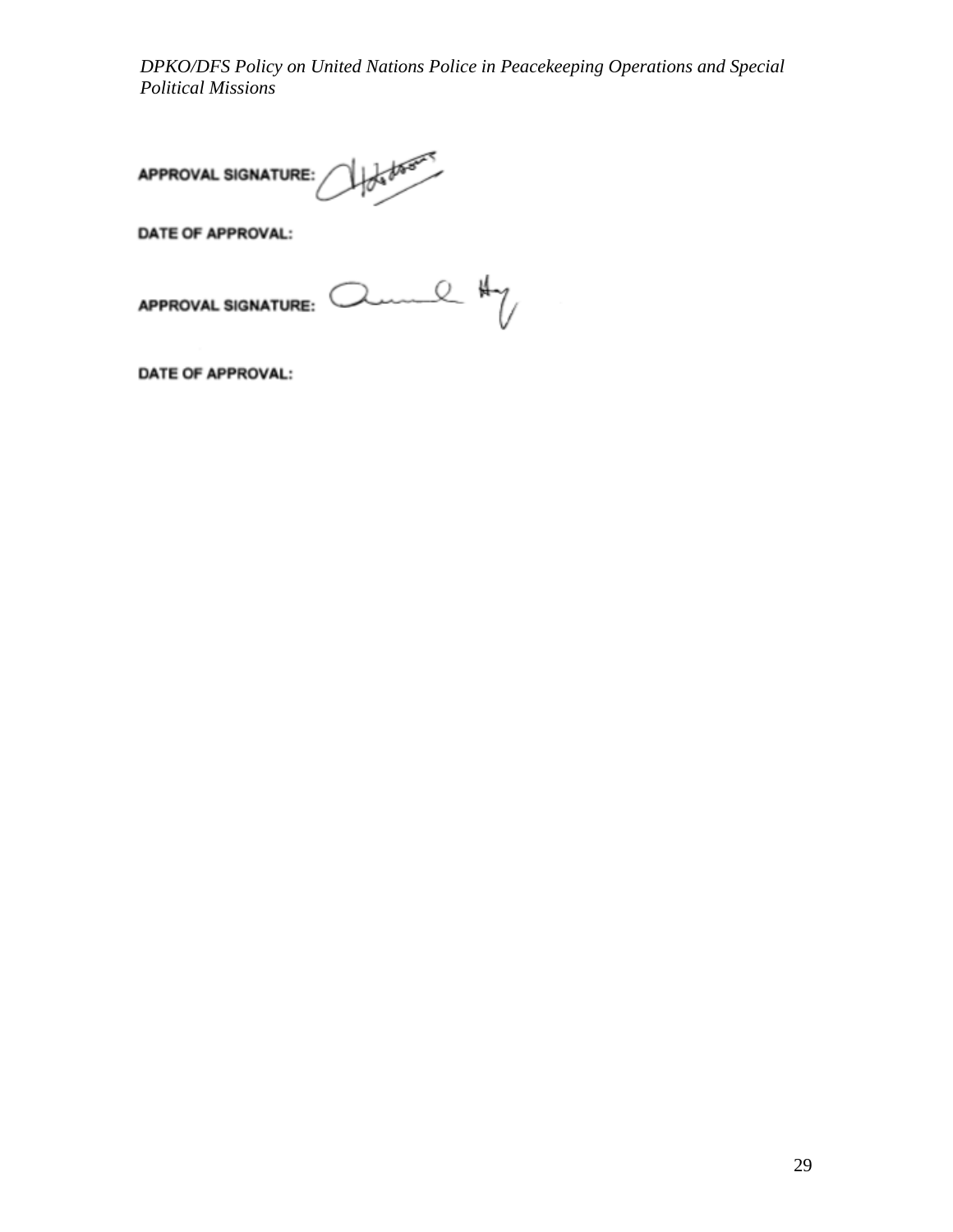**APPROVAL SIGNATURE:**

**DATE OF APPROVAL:**

**APPROVAL SIGNATURE:**

**DATE OF APPROVAL:**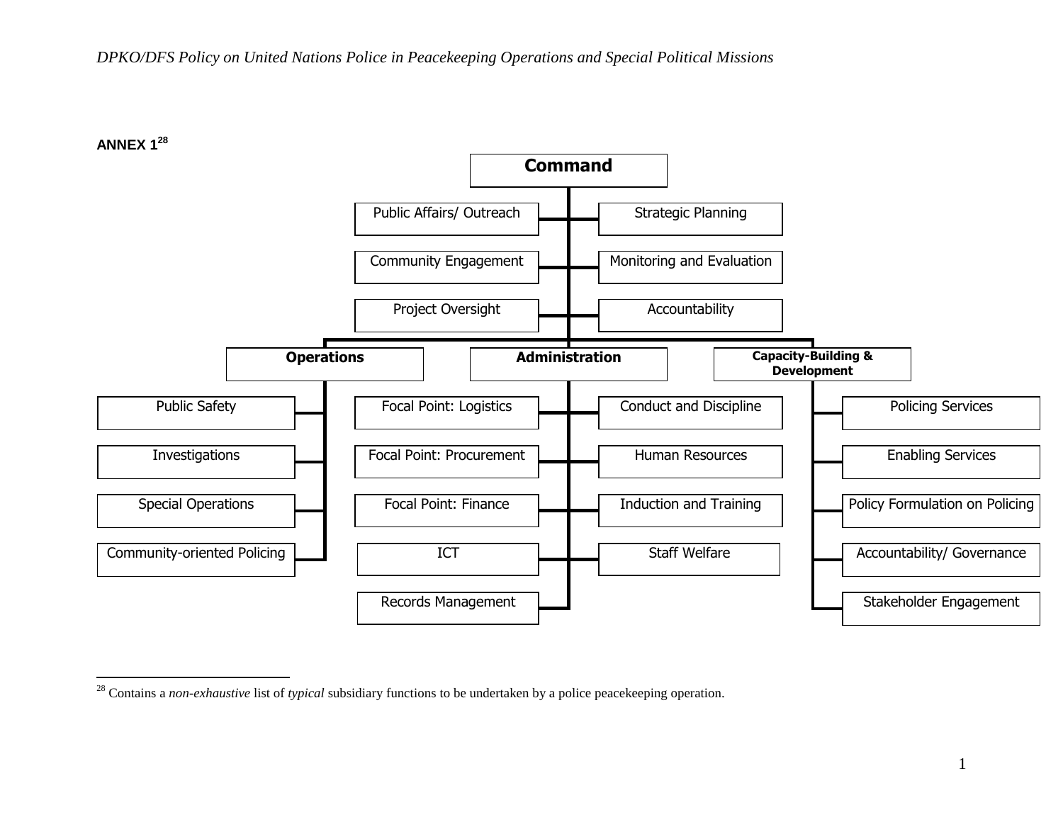**ANNEX 1**[28]

- **Command**
  - Public Affairs/ Outreach
  - Strategic Planning
  - Community Engagement
  - Monitoring and Evaluation
  - Project Oversight
  - Accountability
  - **Operations**
    - Public Safety
    - Investigations
    - Special Operations
    - Community-oriented Policing
  - **Administration**
    - Focal Point: Logistics
    - Conduct and Discipline
    - Focal Point: Procurement
    - Human Resources
    - Focal Point: Finance
    - Induction and Training
    - ICT
    - Staff Welfare
    - Records Management
  - **Capacity-Building & Development**
    - Policing Services
    - Enabling Services
    - Policy Formulation on Policing
    - Accountability/ Governance
    - Stakeholder Engagement

---

[28] Contains a *non-exhaustive* list of *typical* subsidiary functions to be undertaken by a police peacekeeping operation.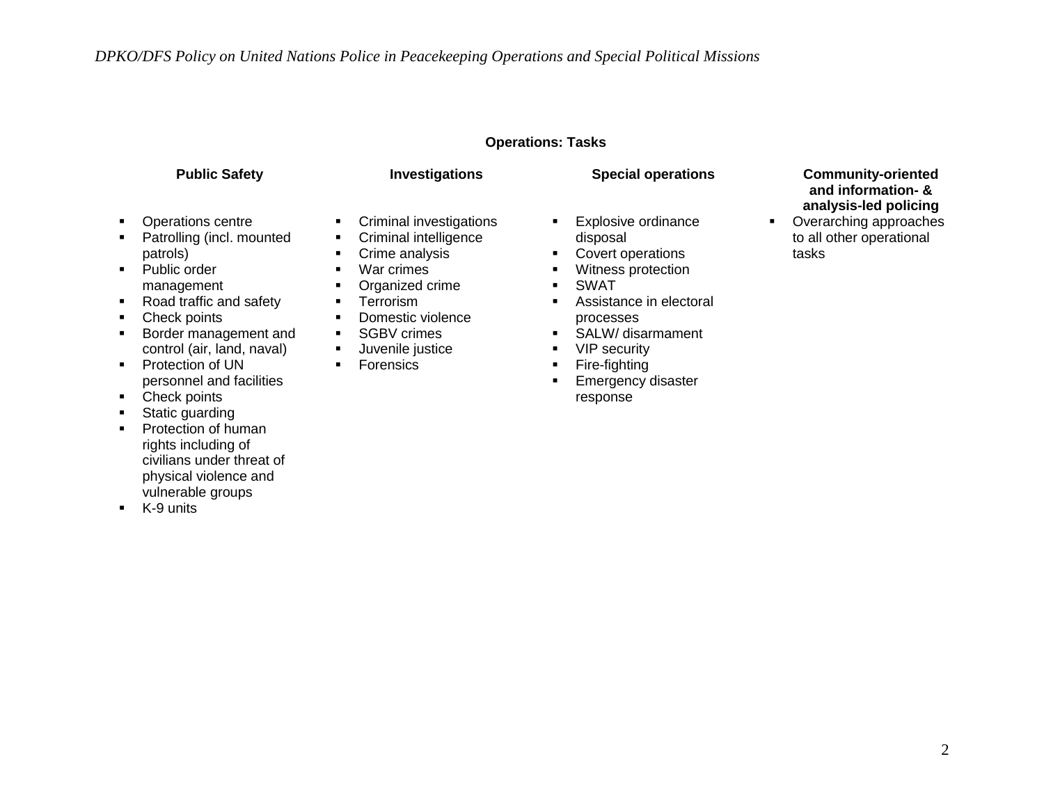**Operations: Tasks**

**Public Safety**

- Operations centre
- Patrolling (incl. mounted patrols)
- Public order management
- Road traffic and safety
- Check points
- Border management and control (air, land, naval)
- Protection of UN personnel and facilities
- Check points
- Static guarding
- Protection of human rights including of civilians under threat of physical violence and vulnerable groups
- K-9 units

**Investigations**

- Criminal investigations
- Criminal intelligence
- Crime analysis
- War crimes
- Organized crime
- Terrorism
- Domestic violence
- SGBV crimes
- Juvenile justice
- Forensics

**Special operations**

- Explosive ordinance disposal
- Covert operations
- Witness protection
- SWAT
- Assistance in electoral processes
- SALW/ disarmament
- VIP security
- Fire-fighting
- Emergency disaster response

**Community-oriented and information- & analysis-led policing**

- Overarching approaches to all other operational tasks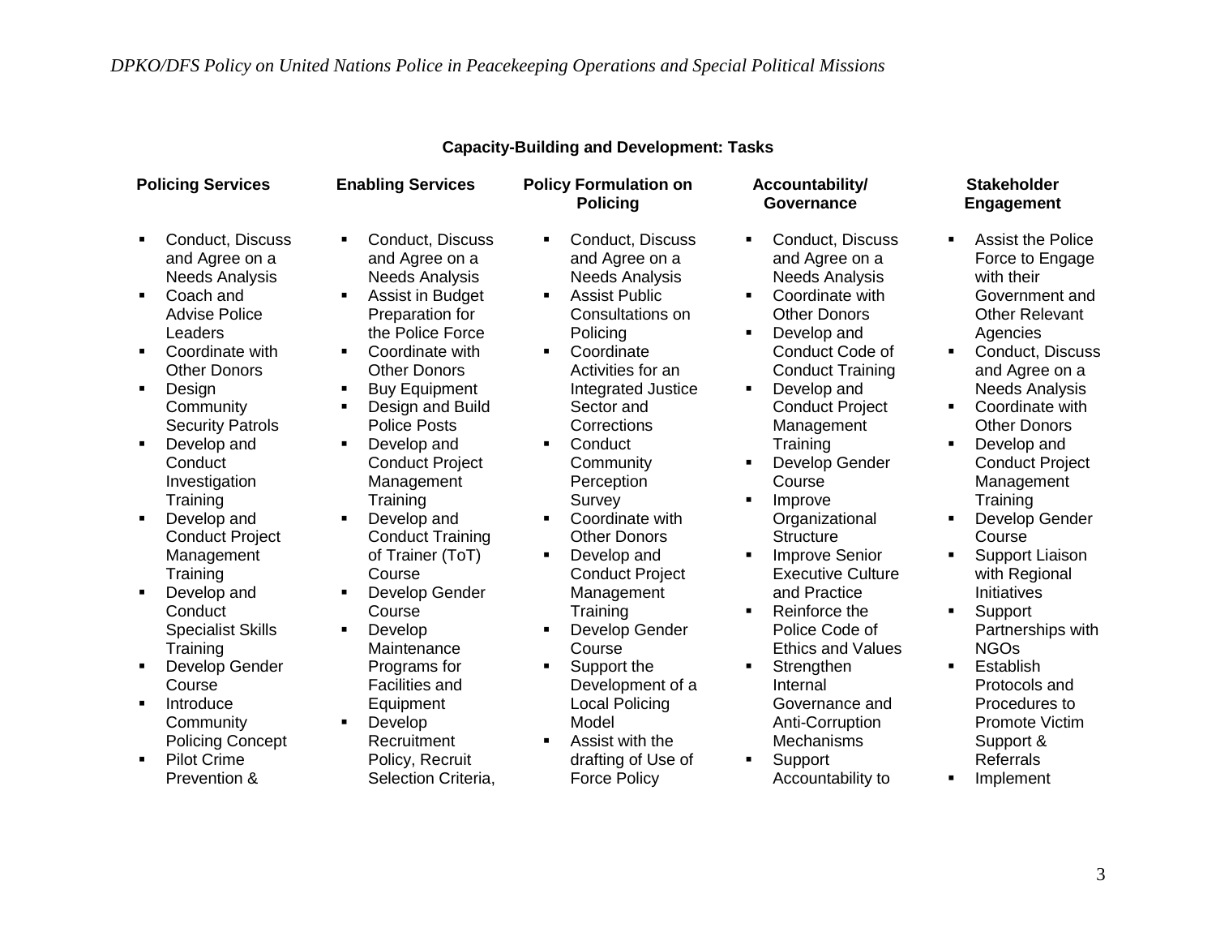**Capacity-Building and Development: Tasks**

| Policing Services | Enabling Services | Policy Formulation on Policing | Accountability/ Governance | Stakeholder Engagement |
|---|---|---|---|---|
| ▪ Conduct, Discuss and Agree on a Needs Analysis<br>▪ Coach and Advise Police Leaders<br>▪ Coordinate with Other Donors<br>▪ Design Community Security Patrols<br>▪ Develop and Conduct Investigation Training<br>▪ Develop and Conduct Project Management Training<br>▪ Develop and Conduct Specialist Skills Training<br>▪ Develop Gender Course<br>▪ Introduce Community Policing Concept<br>▪ Pilot Crime Prevention & | ▪ Conduct, Discuss and Agree on a Needs Analysis<br>▪ Assist in Budget Preparation for the Police Force<br>▪ Coordinate with Other Donors<br>▪ Buy Equipment<br>▪ Design and Build Police Posts<br>▪ Develop and Conduct Project Management Training<br>▪ Develop and Conduct Training of Trainer (ToT) Course<br>▪ Develop Gender Course<br>▪ Develop Maintenance Programs for Facilities and Equipment<br>▪ Develop Recruitment Policy, Recruit Selection Criteria, | ▪ Conduct, Discuss and Agree on a Needs Analysis<br>▪ Assist Public Consultations on Policing<br>▪ Coordinate Activities for an Integrated Justice Sector and Corrections<br>▪ Conduct Community Perception Survey<br>▪ Coordinate with Other Donors<br>▪ Develop and Conduct Project Management Training<br>▪ Develop Gender Course<br>▪ Support the Development of a Local Policing Model<br>▪ Assist with the drafting of Use of Force Policy | ▪ Conduct, Discuss and Agree on a Needs Analysis<br>▪ Coordinate with Other Donors<br>▪ Develop and Conduct Code of Conduct Training<br>▪ Develop and Conduct Project Management Training<br>▪ Develop Gender Course<br>▪ Improve Organizational Structure<br>▪ Improve Senior Executive Culture and Practice<br>▪ Reinforce the Police Code of Ethics and Values<br>▪ Strengthen Internal Governance and Anti-Corruption Mechanisms<br>▪ Support Accountability to | ▪ Assist the Police Force to Engage with their Government and Other Relevant Agencies<br>▪ Conduct, Discuss and Agree on a Needs Analysis<br>▪ Coordinate with Other Donors<br>▪ Develop and Conduct Project Management Training<br>▪ Develop Gender Course<br>▪ Support Liaison with Regional Initiatives<br>▪ Support Partnerships with NGOs<br>▪ Establish Protocols and Procedures to Promote Victim Support & Referrals<br>▪ Implement |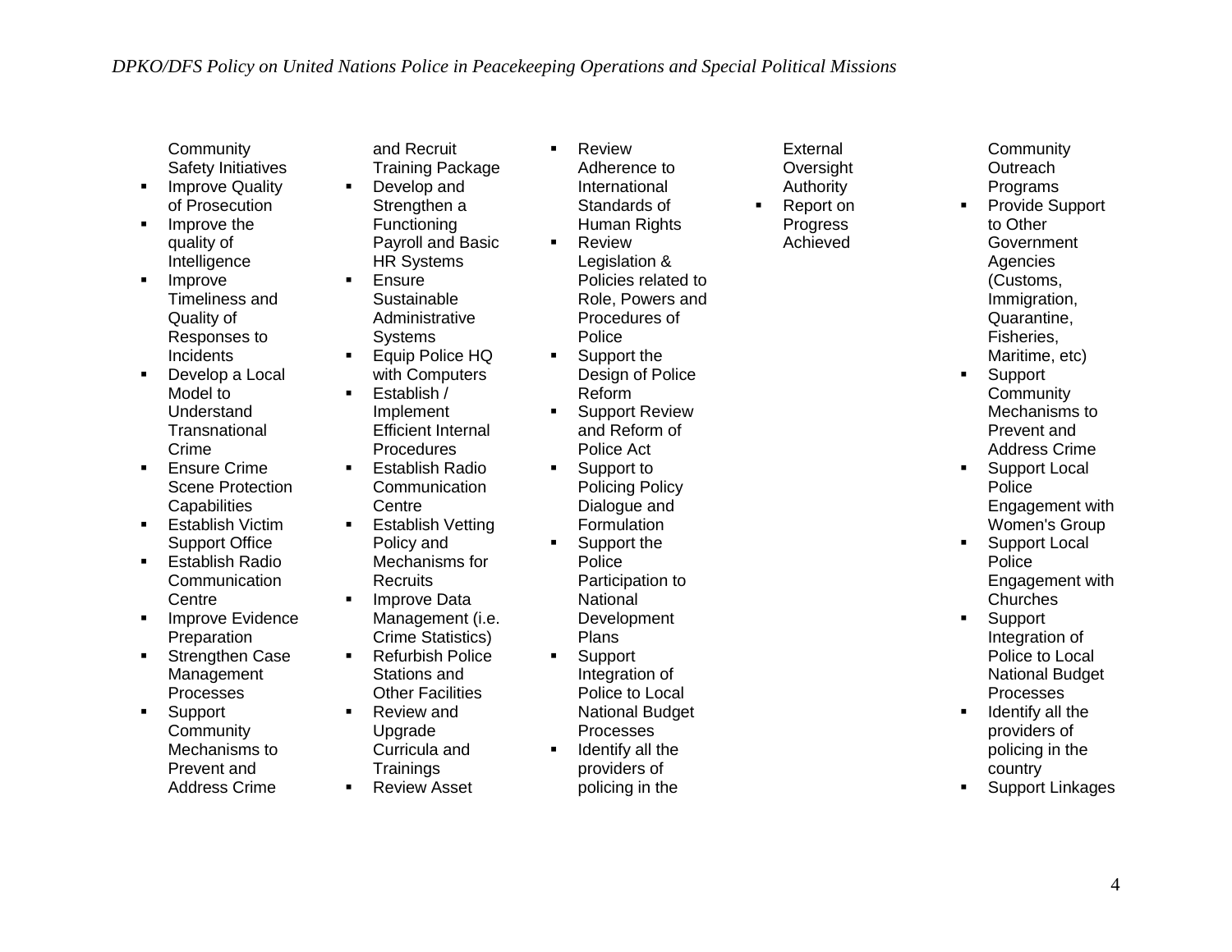Community Safety Initiatives

- Improve Quality of Prosecution
- Improve the quality of Intelligence
- Improve Timeliness and Quality of Responses to Incidents
- Develop a Local Model to Understand Transnational Crime
- Ensure Crime Scene Protection Capabilities
- Establish Victim Support Office
- Establish Radio Communication Centre
- Improve Evidence Preparation
- Strengthen Case Management Processes
- Support Community Mechanisms to Prevent and Address Crime

and Recruit Training Package

- Develop and Strengthen a Functioning Payroll and Basic HR Systems
- Ensure Sustainable Administrative Systems
- Equip Police HQ with Computers
- Establish / Implement Efficient Internal Procedures
- Establish Radio Communication Centre
- Establish Vetting Policy and Mechanisms for Recruits
- Improve Data Management (i.e. Crime Statistics)
- Refurbish Police Stations and Other Facilities
- Review and Upgrade Curricula and Trainings
- Review Asset

- Review Adherence to International Standards of Human Rights
- Review Legislation & Policies related to Role, Powers and Procedures of Police
- Support the Design of Police Reform
- Support Review and Reform of Police Act
- Support to Policing Policy Dialogue and Formulation
- Support the Police Participation to National Development Plans
- Support Integration of Police to Local National Budget Processes
- Identify all the providers of policing in the

External Oversight Authority

- Report on Progress Achieved

Community Outreach Programs

- Provide Support to Other Government Agencies (Customs, Immigration, Quarantine, Fisheries, Maritime, etc)
- Support Community Mechanisms to Prevent and Address Crime
- Support Local Police Engagement with Women's Group
- Support Local Police Engagement with Churches
- Support Integration of Police to Local National Budget Processes
- Identify all the providers of policing in the country
- Support Linkages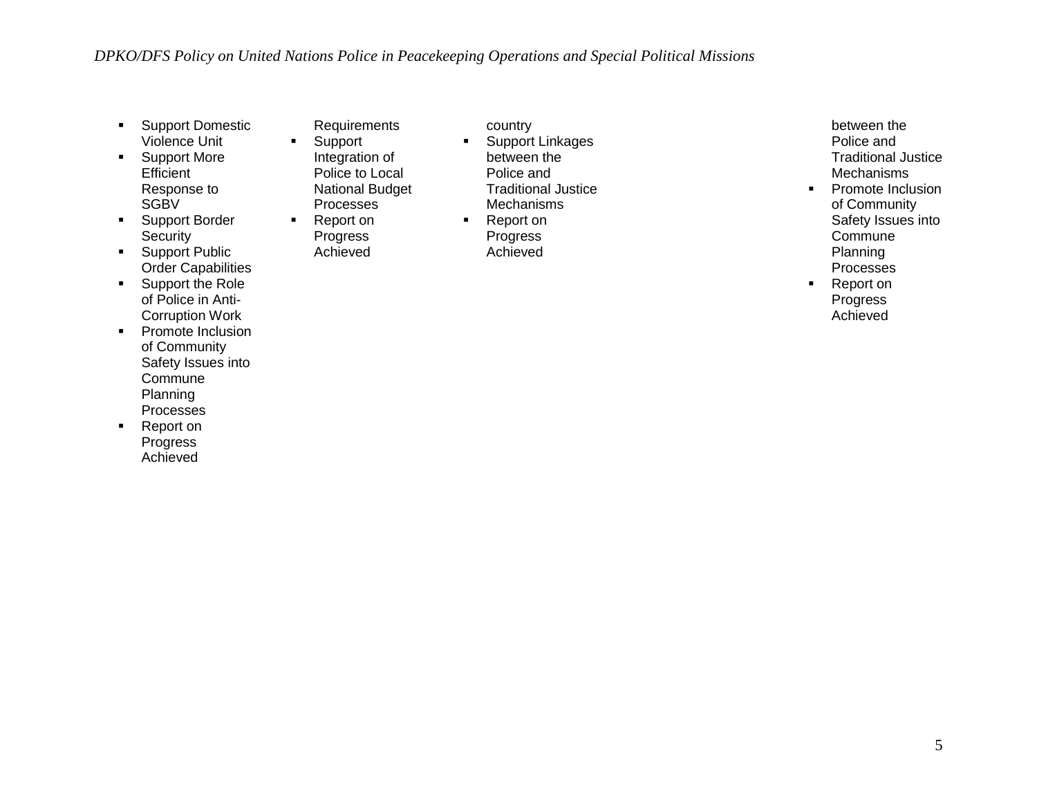| | | | | |
|---|---|---|---|---|
| ▪ Support Domestic Violence Unit<br>▪ Support More Efficient Response to SGBV<br>▪ Support Border Security<br>▪ Support Public Order Capabilities<br>▪ Support the Role of Police in Anti-Corruption Work<br>▪ Promote Inclusion of Community Safety Issues into Commune Planning Processes<br>▪ Report on Progress Achieved | Requirements<br>▪ Support Integration of Police to Local National Budget Processes<br>▪ Report on Progress Achieved | country<br>▪ Support Linkages between the Police and Traditional Justice Mechanisms<br>▪ Report on Progress Achieved | | between the Police and Traditional Justice Mechanisms<br>▪ Promote Inclusion of Community Safety Issues into Commune Planning Processes<br>▪ Report on Progress Achieved |